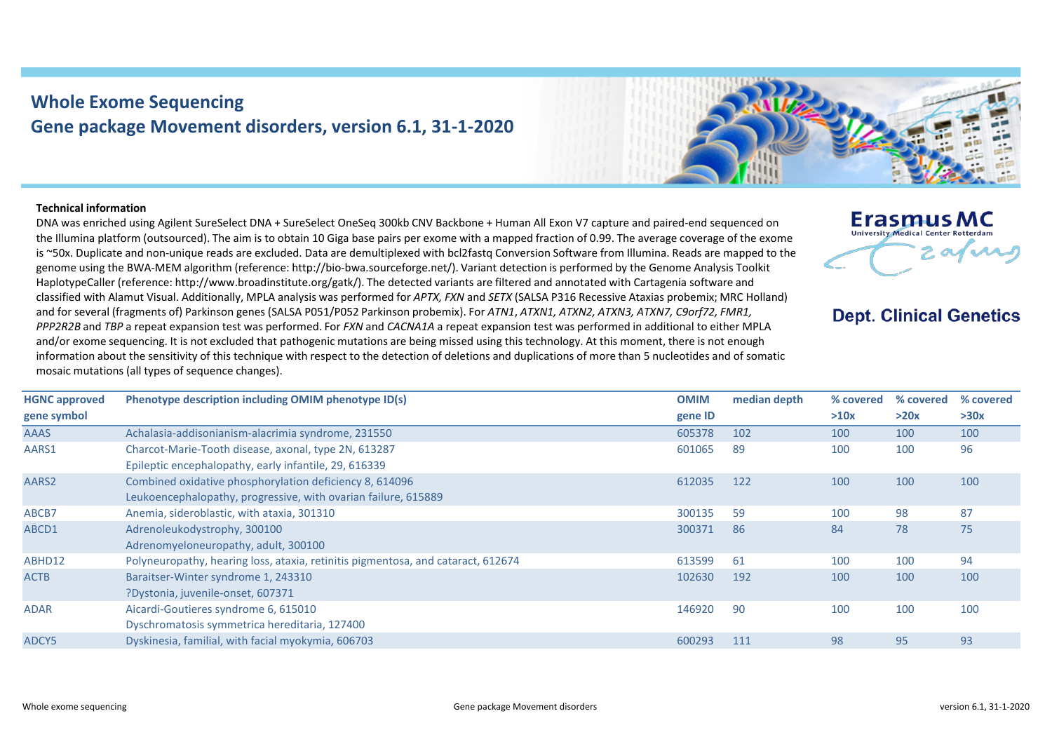# Whole Exome Sequencing

## Gene package Movement disorders, version 6.1, 31-1-2020

**Erasmus MC**
University Medical Center Rotterdam

**Dept. Clinical Genetics**

**Technical information**

DNA was enriched using Agilent SureSelect DNA + SureSelect OneSeq 300kb CNV Backbone + Human All Exon V7 capture and paired-end sequenced on the Illumina platform (outsourced). The aim is to obtain 10 Giga base pairs per exome with a mapped fraction of 0.99. The average coverage of the exome is ~50x. Duplicate and non-unique reads are excluded. Data are demultiplexed with bcl2fastq Conversion Software from Illumina. Reads are mapped to the genome using the BWA-MEM algorithm (reference: http://bio-bwa.sourceforge.net/). Variant detection is performed by the Genome Analysis Toolkit HaplotypeCaller (reference: http://www.broadinstitute.org/gatk/). The detected variants are filtered and annotated with Cartagenia software and classified with Alamut Visual. Additionally, MPLA analysis was performed for *APTX, FXN* and *SETX* (SALSA P316 Recessive Ataxias probemix; MRC Holland) and for several (fragments of) Parkinson genes (SALSA P051/P052 Parkinson probemix). For *ATN1*, *ATXN1, ATXN2, ATXN3, ATXN7, C9orf72, FMR1, PPP2R2B* and *TBP* a repeat expansion test was performed. For *FXN* and *CACNA1A* a repeat expansion test was performed in additional to either MPLA and/or exome sequencing. It is not excluded that pathogenic mutations are being missed using this technology. At this moment, there is not enough information about the sensitivity of this technique with respect to the detection of deletions and duplications of more than 5 nucleotides and of somatic mosaic mutations (all types of sequence changes).

| HGNC approved gene symbol | Phenotype description including OMIM phenotype ID(s) | OMIM gene ID | median depth | % covered >10x | % covered >20x | % covered >30x |
|---|---|---|---|---|---|---|
| AAAS | Achalasia-addisonianism-alacrimia syndrome, 231550 | 605378 | 102 | 100 | 100 | 100 |
| AARS1 | Charcot-Marie-Tooth disease, axonal, type 2N, 613287<br>Epileptic encephalopathy, early infantile, 29, 616339 | 601065 | 89 | 100 | 100 | 96 |
| AARS2 | Combined oxidative phosphorylation deficiency 8, 614096<br>Leukoencephalopathy, progressive, with ovarian failure, 615889 | 612035 | 122 | 100 | 100 | 100 |
| ABCB7 | Anemia, sideroblastic, with ataxia, 301310 | 300135 | 59 | 100 | 98 | 87 |
| ABCD1 | Adrenoleukodystrophy, 300100<br>Adrenomyeloneuropathy, adult, 300100 | 300371 | 86 | 84 | 78 | 75 |
| ABHD12 | Polyneuropathy, hearing loss, ataxia, retinitis pigmentosa, and cataract, 612674 | 613599 | 61 | 100 | 100 | 94 |
| ACTB | Baraitser-Winter syndrome 1, 243310<br>?Dystonia, juvenile-onset, 607371 | 102630 | 192 | 100 | 100 | 100 |
| ADAR | Aicardi-Goutieres syndrome 6, 615010<br>Dyschromatosis symmetrica hereditaria, 127400 | 146920 | 90 | 100 | 100 | 100 |
| ADCY5 | Dyskinesia, familial, with facial myokymia, 606703 | 600293 | 111 | 98 | 95 | 93 |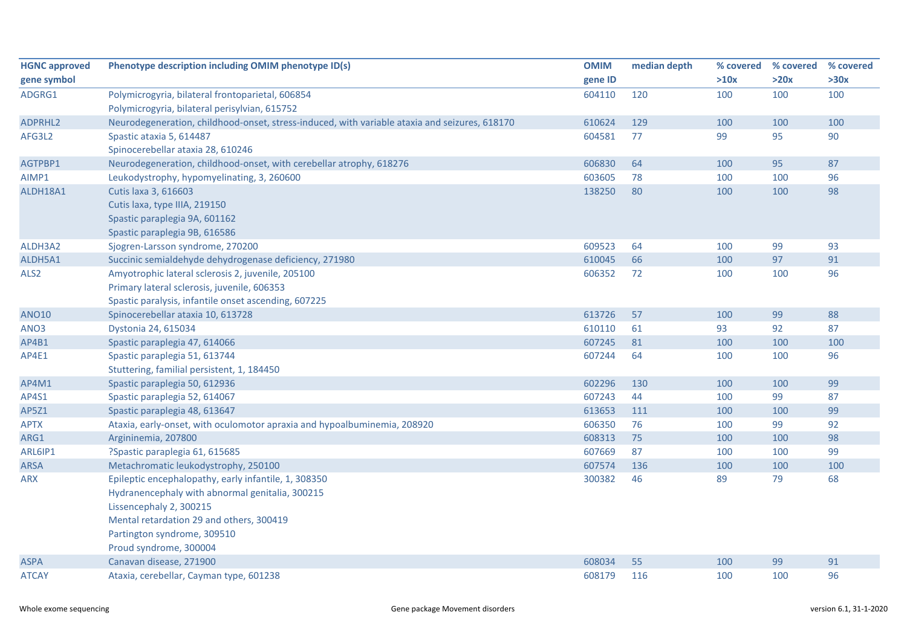| HGNC approved gene symbol | Phenotype description including OMIM phenotype ID(s) | OMIM gene ID | median depth | % covered >10x | % covered >20x | % covered >30x |
|---|---|---|---|---|---|---|
| ADGRG1 | Polymicrogyria, bilateral frontoparietal, 606854<br>Polymicrogyria, bilateral perisylvian, 615752 | 604110 | 120 | 100 | 100 | 100 |
| ADPRHL2 | Neurodegeneration, childhood-onset, stress-induced, with variable ataxia and seizures, 618170 | 610624 | 129 | 100 | 100 | 100 |
| AFG3L2 | Spastic ataxia 5, 614487<br>Spinocerebellar ataxia 28, 610246 | 604581 | 77 | 99 | 95 | 90 |
| AGTPBP1 | Neurodegeneration, childhood-onset, with cerebellar atrophy, 618276 | 606830 | 64 | 100 | 95 | 87 |
| AIMP1 | Leukodystrophy, hypomyelinating, 3, 260600 | 603605 | 78 | 100 | 100 | 96 |
| ALDH18A1 | Cutis laxa 3, 616603<br>Cutis laxa, type IIIA, 219150<br>Spastic paraplegia 9A, 601162<br>Spastic paraplegia 9B, 616586 | 138250 | 80 | 100 | 100 | 98 |
| ALDH3A2 | Sjogren-Larsson syndrome, 270200 | 609523 | 64 | 100 | 99 | 93 |
| ALDH5A1 | Succinic semialdehyde dehydrogenase deficiency, 271980 | 610045 | 66 | 100 | 97 | 91 |
| ALS2 | Amyotrophic lateral sclerosis 2, juvenile, 205100<br>Primary lateral sclerosis, juvenile, 606353<br>Spastic paralysis, infantile onset ascending, 607225 | 606352 | 72 | 100 | 100 | 96 |
| ANO10 | Spinocerebellar ataxia 10, 613728 | 613726 | 57 | 100 | 99 | 88 |
| ANO3 | Dystonia 24, 615034 | 610110 | 61 | 93 | 92 | 87 |
| AP4B1 | Spastic paraplegia 47, 614066 | 607245 | 81 | 100 | 100 | 100 |
| AP4E1 | Spastic paraplegia 51, 613744<br>Stuttering, familial persistent, 1, 184450 | 607244 | 64 | 100 | 100 | 96 |
| AP4M1 | Spastic paraplegia 50, 612936 | 602296 | 130 | 100 | 100 | 99 |
| AP4S1 | Spastic paraplegia 52, 614067 | 607243 | 44 | 100 | 99 | 87 |
| AP5Z1 | Spastic paraplegia 48, 613647 | 613653 | 111 | 100 | 100 | 99 |
| APTX | Ataxia, early-onset, with oculomotor apraxia and hypoalbuminemia, 208920 | 606350 | 76 | 100 | 99 | 92 |
| ARG1 | Argininemia, 207800 | 608313 | 75 | 100 | 100 | 98 |
| ARL6IP1 | ?Spastic paraplegia 61, 615685 | 607669 | 87 | 100 | 100 | 99 |
| ARSA | Metachromatic leukodystrophy, 250100 | 607574 | 136 | 100 | 100 | 100 |
| ARX | Epileptic encephalopathy, early infantile, 1, 308350<br>Hydranencephaly with abnormal genitalia, 300215<br>Lissencephaly 2, 300215<br>Mental retardation 29 and others, 300419<br>Partington syndrome, 309510<br>Proud syndrome, 300004 | 300382 | 46 | 89 | 79 | 68 |
| ASPA | Canavan disease, 271900 | 608034 | 55 | 100 | 99 | 91 |
| ATCAY | Ataxia, cerebellar, Cayman type, 601238 | 608179 | 116 | 100 | 100 | 96 |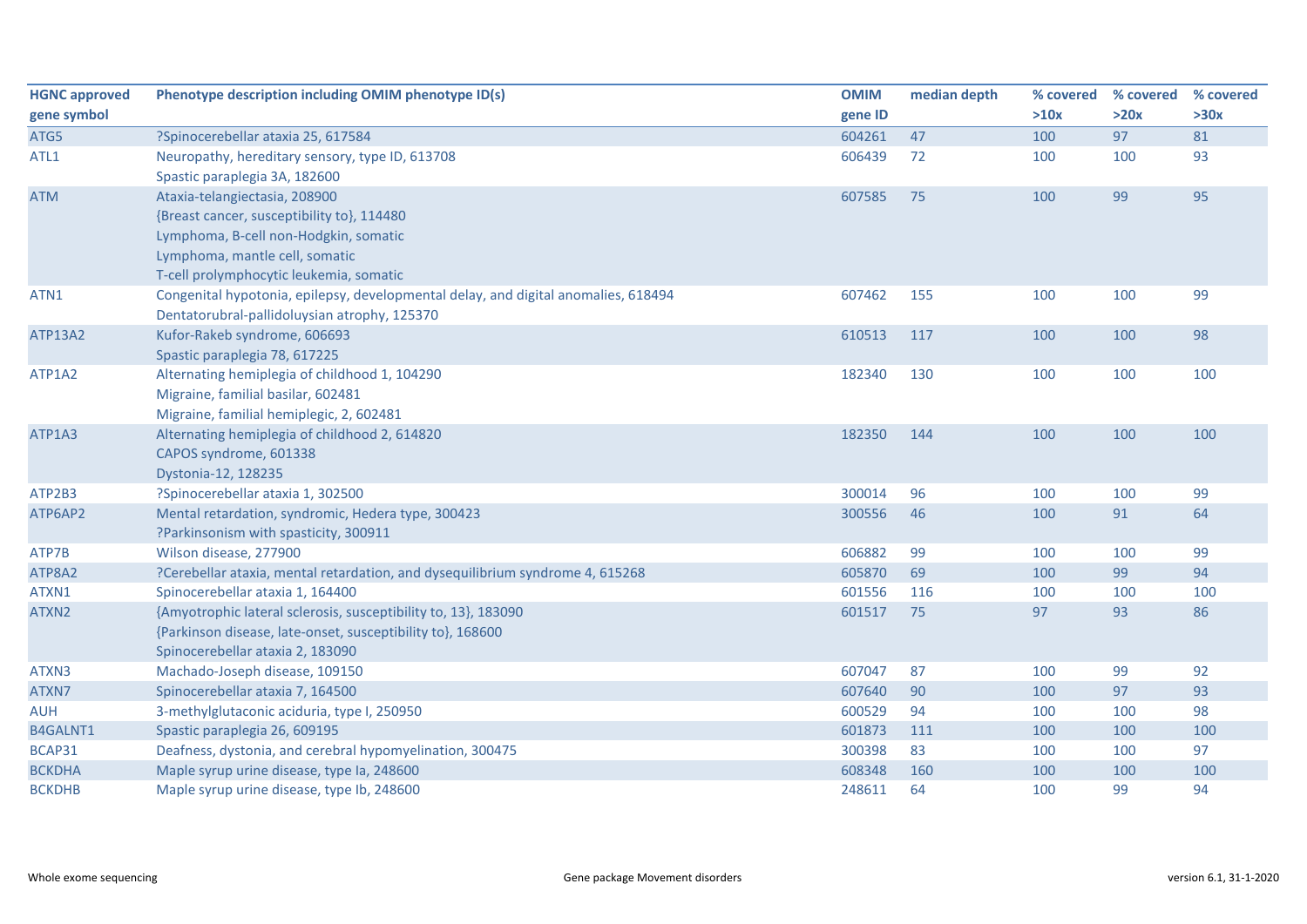| HGNC approved gene symbol | Phenotype description including OMIM phenotype ID(s) | OMIM gene ID | median depth | % covered >10x | % covered >20x | % covered >30x |
|---|---|---|---|---|---|---|
| ATG5 | ?Spinocerebellar ataxia 25, 617584 | 604261 | 47 | 100 | 97 | 81 |
| ATL1 | Neuropathy, hereditary sensory, type ID, 613708<br>Spastic paraplegia 3A, 182600 | 606439 | 72 | 100 | 100 | 93 |
| ATM | Ataxia-telangiectasia, 208900<br>{Breast cancer, susceptibility to}, 114480<br>Lymphoma, B-cell non-Hodgkin, somatic<br>Lymphoma, mantle cell, somatic<br>T-cell prolymphocytic leukemia, somatic | 607585 | 75 | 100 | 99 | 95 |
| ATN1 | Congenital hypotonia, epilepsy, developmental delay, and digital anomalies, 618494<br>Dentatorubral-pallidoluysian atrophy, 125370 | 607462 | 155 | 100 | 100 | 99 |
| ATP13A2 | Kufor-Rakeb syndrome, 606693<br>Spastic paraplegia 78, 617225 | 610513 | 117 | 100 | 100 | 98 |
| ATP1A2 | Alternating hemiplegia of childhood 1, 104290<br>Migraine, familial basilar, 602481<br>Migraine, familial hemiplegic, 2, 602481 | 182340 | 130 | 100 | 100 | 100 |
| ATP1A3 | Alternating hemiplegia of childhood 2, 614820<br>CAPOS syndrome, 601338<br>Dystonia-12, 128235 | 182350 | 144 | 100 | 100 | 100 |
| ATP2B3 | ?Spinocerebellar ataxia 1, 302500 | 300014 | 96 | 100 | 100 | 99 |
| ATP6AP2 | Mental retardation, syndromic, Hedera type, 300423<br>?Parkinsonism with spasticity, 300911 | 300556 | 46 | 100 | 91 | 64 |
| ATP7B | Wilson disease, 277900 | 606882 | 99 | 100 | 100 | 99 |
| ATP8A2 | ?Cerebellar ataxia, mental retardation, and dysequilibrium syndrome 4, 615268 | 605870 | 69 | 100 | 99 | 94 |
| ATXN1 | Spinocerebellar ataxia 1, 164400 | 601556 | 116 | 100 | 100 | 100 |
| ATXN2 | {Amyotrophic lateral sclerosis, susceptibility to, 13}, 183090<br>{Parkinson disease, late-onset, susceptibility to}, 168600<br>Spinocerebellar ataxia 2, 183090 | 601517 | 75 | 97 | 93 | 86 |
| ATXN3 | Machado-Joseph disease, 109150 | 607047 | 87 | 100 | 99 | 92 |
| ATXN7 | Spinocerebellar ataxia 7, 164500 | 607640 | 90 | 100 | 97 | 93 |
| AUH | 3-methylglutaconic aciduria, type I, 250950 | 600529 | 94 | 100 | 100 | 98 |
| B4GALNT1 | Spastic paraplegia 26, 609195 | 601873 | 111 | 100 | 100 | 100 |
| BCAP31 | Deafness, dystonia, and cerebral hypomyelination, 300475 | 300398 | 83 | 100 | 100 | 97 |
| BCKDHA | Maple syrup urine disease, type Ia, 248600 | 608348 | 160 | 100 | 100 | 100 |
| BCKDHB | Maple syrup urine disease, type Ib, 248600 | 248611 | 64 | 100 | 99 | 94 |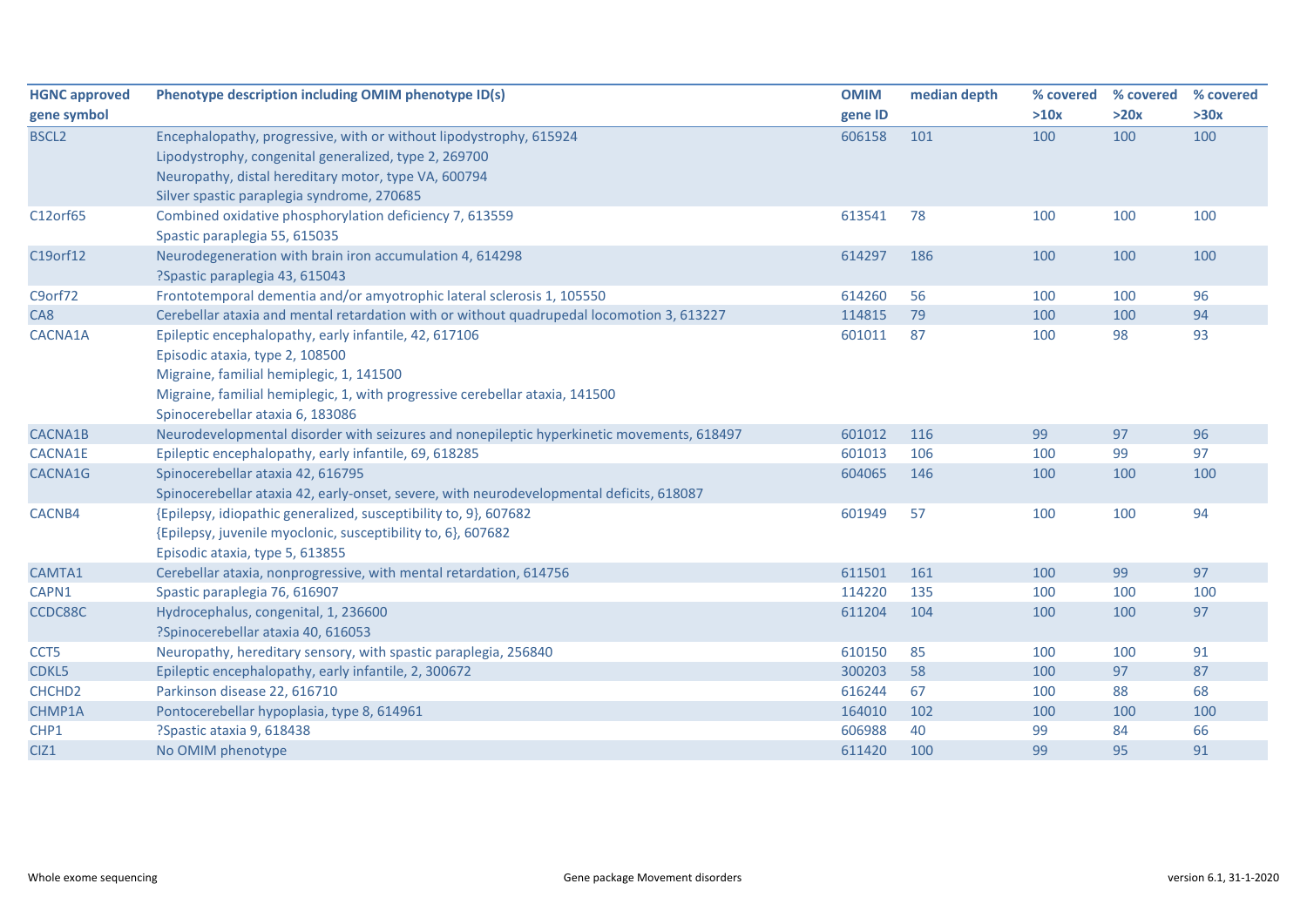| HGNC approved gene symbol | Phenotype description including OMIM phenotype ID(s) | OMIM gene ID | median depth | % covered >10x | % covered >20x | % covered >30x |
|---|---|---|---|---|---|---|
| BSCL2 | Encephalopathy, progressive, with or without lipodystrophy, 615924<br>Lipodystrophy, congenital generalized, type 2, 269700<br>Neuropathy, distal hereditary motor, type VA, 600794<br>Silver spastic paraplegia syndrome, 270685 | 606158 | 101 | 100 | 100 | 100 |
| C12orf65 | Combined oxidative phosphorylation deficiency 7, 613559<br>Spastic paraplegia 55, 615035 | 613541 | 78 | 100 | 100 | 100 |
| C19orf12 | Neurodegeneration with brain iron accumulation 4, 614298<br>?Spastic paraplegia 43, 615043 | 614297 | 186 | 100 | 100 | 100 |
| C9orf72 | Frontotemporal dementia and/or amyotrophic lateral sclerosis 1, 105550 | 614260 | 56 | 100 | 100 | 96 |
| CA8 | Cerebellar ataxia and mental retardation with or without quadrupedal locomotion 3, 613227 | 114815 | 79 | 100 | 100 | 94 |
| CACNA1A | Epileptic encephalopathy, early infantile, 42, 617106<br>Episodic ataxia, type 2, 108500<br>Migraine, familial hemiplegic, 1, 141500<br>Migraine, familial hemiplegic, 1, with progressive cerebellar ataxia, 141500<br>Spinocerebellar ataxia 6, 183086 | 601011 | 87 | 100 | 98 | 93 |
| CACNA1B | Neurodevelopmental disorder with seizures and nonepileptic hyperkinetic movements, 618497 | 601012 | 116 | 99 | 97 | 96 |
| CACNA1E | Epileptic encephalopathy, early infantile, 69, 618285 | 601013 | 106 | 100 | 99 | 97 |
| CACNA1G | Spinocerebellar ataxia 42, 616795<br>Spinocerebellar ataxia 42, early-onset, severe, with neurodevelopmental deficits, 618087 | 604065 | 146 | 100 | 100 | 100 |
| CACNB4 | {Epilepsy, idiopathic generalized, susceptibility to, 9}, 607682<br>{Epilepsy, juvenile myoclonic, susceptibility to, 6}, 607682<br>Episodic ataxia, type 5, 613855 | 601949 | 57 | 100 | 100 | 94 |
| CAMTA1 | Cerebellar ataxia, nonprogressive, with mental retardation, 614756 | 611501 | 161 | 100 | 99 | 97 |
| CAPN1 | Spastic paraplegia 76, 616907 | 114220 | 135 | 100 | 100 | 100 |
| CCDC88C | Hydrocephalus, congenital, 1, 236600<br>?Spinocerebellar ataxia 40, 616053 | 611204 | 104 | 100 | 100 | 97 |
| CCT5 | Neuropathy, hereditary sensory, with spastic paraplegia, 256840 | 610150 | 85 | 100 | 100 | 91 |
| CDKL5 | Epileptic encephalopathy, early infantile, 2, 300672 | 300203 | 58 | 100 | 97 | 87 |
| CHCHD2 | Parkinson disease 22, 616710 | 616244 | 67 | 100 | 88 | 68 |
| CHMP1A | Pontocerebellar hypoplasia, type 8, 614961 | 164010 | 102 | 100 | 100 | 100 |
| CHP1 | ?Spastic ataxia 9, 618438 | 606988 | 40 | 99 | 84 | 66 |
| CIZ1 | No OMIM phenotype | 611420 | 100 | 99 | 95 | 91 |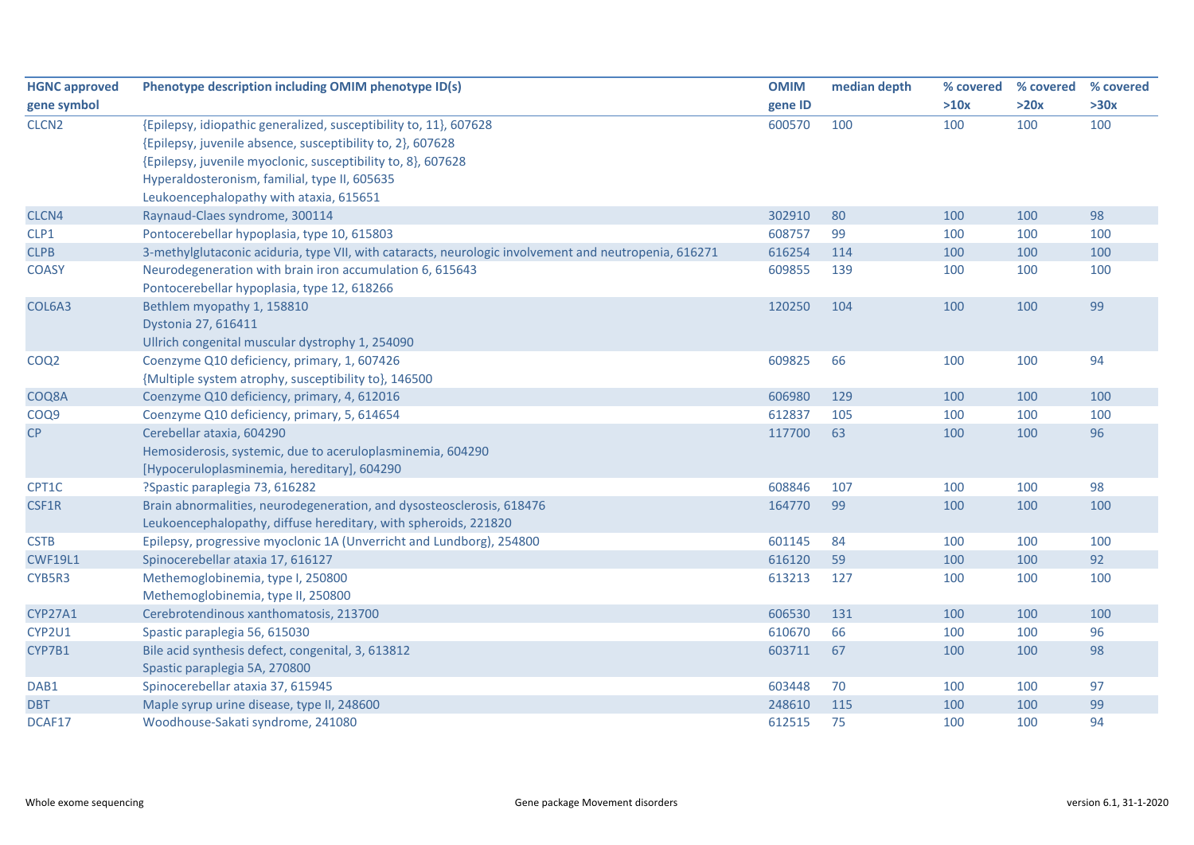| HGNC approved gene symbol | Phenotype description including OMIM phenotype ID(s) | OMIM gene ID | median depth | % covered >10x | % covered >20x | % covered >30x |
|---|---|---|---|---|---|---|
| CLCN2 | {Epilepsy, idiopathic generalized, susceptibility to, 11}, 607628<br>{Epilepsy, juvenile absence, susceptibility to, 2}, 607628<br>{Epilepsy, juvenile myoclonic, susceptibility to, 8}, 607628<br>Hyperaldosteronism, familial, type II, 605635<br>Leukoencephalopathy with ataxia, 615651 | 600570 | 100 | 100 | 100 | 100 |
| CLCN4 | Raynaud-Claes syndrome, 300114 | 302910 | 80 | 100 | 100 | 98 |
| CLP1 | Pontocerebellar hypoplasia, type 10, 615803 | 608757 | 99 | 100 | 100 | 100 |
| CLPB | 3-methylglutaconic aciduria, type VII, with cataracts, neurologic involvement and neutropenia, 616271 | 616254 | 114 | 100 | 100 | 100 |
| COASY | Neurodegeneration with brain iron accumulation 6, 615643<br>Pontocerebellar hypoplasia, type 12, 618266 | 609855 | 139 | 100 | 100 | 100 |
| COL6A3 | Bethlem myopathy 1, 158810<br>Dystonia 27, 616411<br>Ullrich congenital muscular dystrophy 1, 254090 | 120250 | 104 | 100 | 100 | 99 |
| COQ2 | Coenzyme Q10 deficiency, primary, 1, 607426<br>{Multiple system atrophy, susceptibility to}, 146500 | 609825 | 66 | 100 | 100 | 94 |
| COQ8A | Coenzyme Q10 deficiency, primary, 4, 612016 | 606980 | 129 | 100 | 100 | 100 |
| COQ9 | Coenzyme Q10 deficiency, primary, 5, 614654 | 612837 | 105 | 100 | 100 | 100 |
| CP | Cerebellar ataxia, 604290<br>Hemosiderosis, systemic, due to aceruloplasminemia, 604290<br>[Hypoceruloplasminemia, hereditary], 604290 | 117700 | 63 | 100 | 100 | 96 |
| CPT1C | ?Spastic paraplegia 73, 616282 | 608846 | 107 | 100 | 100 | 98 |
| CSF1R | Brain abnormalities, neurodegeneration, and dysosteosclerosis, 618476<br>Leukoencephalopathy, diffuse hereditary, with spheroids, 221820 | 164770 | 99 | 100 | 100 | 100 |
| CSTB | Epilepsy, progressive myoclonic 1A (Unverricht and Lundborg), 254800 | 601145 | 84 | 100 | 100 | 100 |
| CWF19L1 | Spinocerebellar ataxia 17, 616127 | 616120 | 59 | 100 | 100 | 92 |
| CYB5R3 | Methemoglobinemia, type I, 250800<br>Methemoglobinemia, type II, 250800 | 613213 | 127 | 100 | 100 | 100 |
| CYP27A1 | Cerebrotendinous xanthomatosis, 213700 | 606530 | 131 | 100 | 100 | 100 |
| CYP2U1 | Spastic paraplegia 56, 615030 | 610670 | 66 | 100 | 100 | 96 |
| CYP7B1 | Bile acid synthesis defect, congenital, 3, 613812<br>Spastic paraplegia 5A, 270800 | 603711 | 67 | 100 | 100 | 98 |
| DAB1 | Spinocerebellar ataxia 37, 615945 | 603448 | 70 | 100 | 100 | 97 |
| DBT | Maple syrup urine disease, type II, 248600 | 248610 | 115 | 100 | 100 | 99 |
| DCAF17 | Woodhouse-Sakati syndrome, 241080 | 612515 | 75 | 100 | 100 | 94 |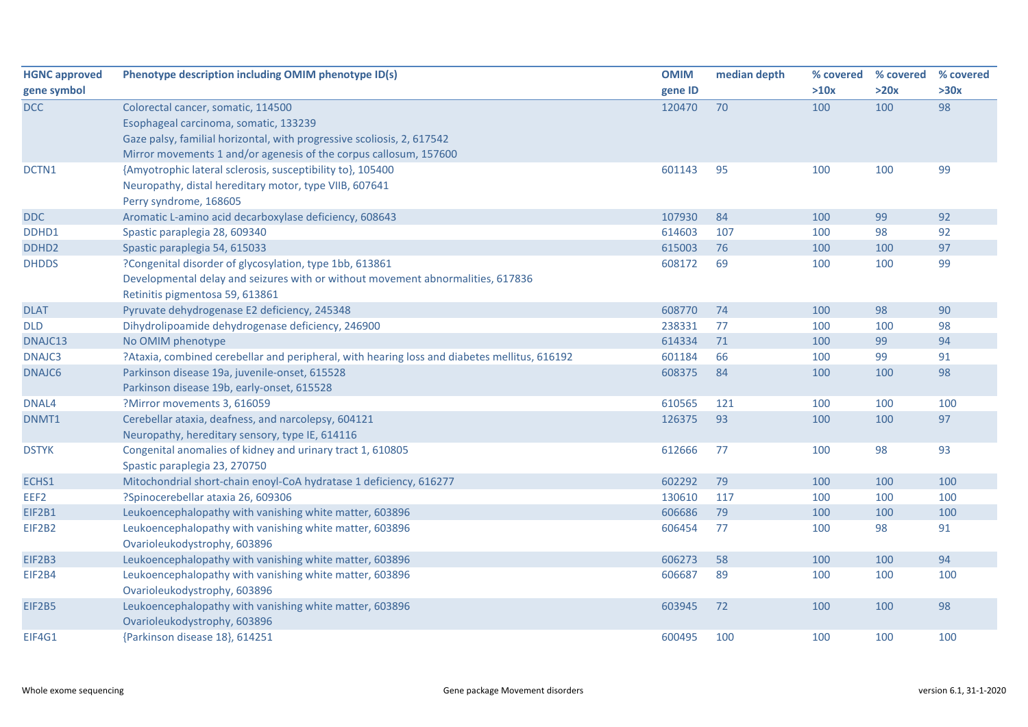| HGNC approved gene symbol | Phenotype description including OMIM phenotype ID(s) | OMIM gene ID | median depth | % covered >10x | % covered >20x | % covered >30x |
|---|---|---|---|---|---|---|
| DCC | Colorectal cancer, somatic, 114500<br>Esophageal carcinoma, somatic, 133239<br>Gaze palsy, familial horizontal, with progressive scoliosis, 2, 617542<br>Mirror movements 1 and/or agenesis of the corpus callosum, 157600 | 120470 | 70 | 100 | 100 | 98 |
| DCTN1 | {Amyotrophic lateral sclerosis, susceptibility to}, 105400<br>Neuropathy, distal hereditary motor, type VIIB, 607641<br>Perry syndrome, 168605 | 601143 | 95 | 100 | 100 | 99 |
| DDC | Aromatic L-amino acid decarboxylase deficiency, 608643 | 107930 | 84 | 100 | 99 | 92 |
| DDHD1 | Spastic paraplegia 28, 609340 | 614603 | 107 | 100 | 98 | 92 |
| DDHD2 | Spastic paraplegia 54, 615033 | 615003 | 76 | 100 | 100 | 97 |
| DHDDS | ?Congenital disorder of glycosylation, type 1bb, 613861<br>Developmental delay and seizures with or without movement abnormalities, 617836<br>Retinitis pigmentosa 59, 613861 | 608172 | 69 | 100 | 100 | 99 |
| DLAT | Pyruvate dehydrogenase E2 deficiency, 245348 | 608770 | 74 | 100 | 98 | 90 |
| DLD | Dihydrolipoamide dehydrogenase deficiency, 246900 | 238331 | 77 | 100 | 100 | 98 |
| DNAJC13 | No OMIM phenotype | 614334 | 71 | 100 | 99 | 94 |
| DNAJC3 | ?Ataxia, combined cerebellar and peripheral, with hearing loss and diabetes mellitus, 616192 | 601184 | 66 | 100 | 99 | 91 |
| DNAJC6 | Parkinson disease 19a, juvenile-onset, 615528<br>Parkinson disease 19b, early-onset, 615528 | 608375 | 84 | 100 | 100 | 98 |
| DNAL4 | ?Mirror movements 3, 616059 | 610565 | 121 | 100 | 100 | 100 |
| DNMT1 | Cerebellar ataxia, deafness, and narcolepsy, 604121<br>Neuropathy, hereditary sensory, type IE, 614116 | 126375 | 93 | 100 | 100 | 97 |
| DSTYK | Congenital anomalies of kidney and urinary tract 1, 610805<br>Spastic paraplegia 23, 270750 | 612666 | 77 | 100 | 98 | 93 |
| ECHS1 | Mitochondrial short-chain enoyl-CoA hydratase 1 deficiency, 616277 | 602292 | 79 | 100 | 100 | 100 |
| EEF2 | ?Spinocerebellar ataxia 26, 609306 | 130610 | 117 | 100 | 100 | 100 |
| EIF2B1 | Leukoencephalopathy with vanishing white matter, 603896 | 606686 | 79 | 100 | 100 | 100 |
| EIF2B2 | Leukoencephalopathy with vanishing white matter, 603896<br>Ovarioleukodystrophy, 603896 | 606454 | 77 | 100 | 98 | 91 |
| EIF2B3 | Leukoencephalopathy with vanishing white matter, 603896 | 606273 | 58 | 100 | 100 | 94 |
| EIF2B4 | Leukoencephalopathy with vanishing white matter, 603896<br>Ovarioleukodystrophy, 603896 | 606687 | 89 | 100 | 100 | 100 |
| EIF2B5 | Leukoencephalopathy with vanishing white matter, 603896<br>Ovarioleukodystrophy, 603896 | 603945 | 72 | 100 | 100 | 98 |
| EIF4G1 | {Parkinson disease 18}, 614251 | 600495 | 100 | 100 | 100 | 100 |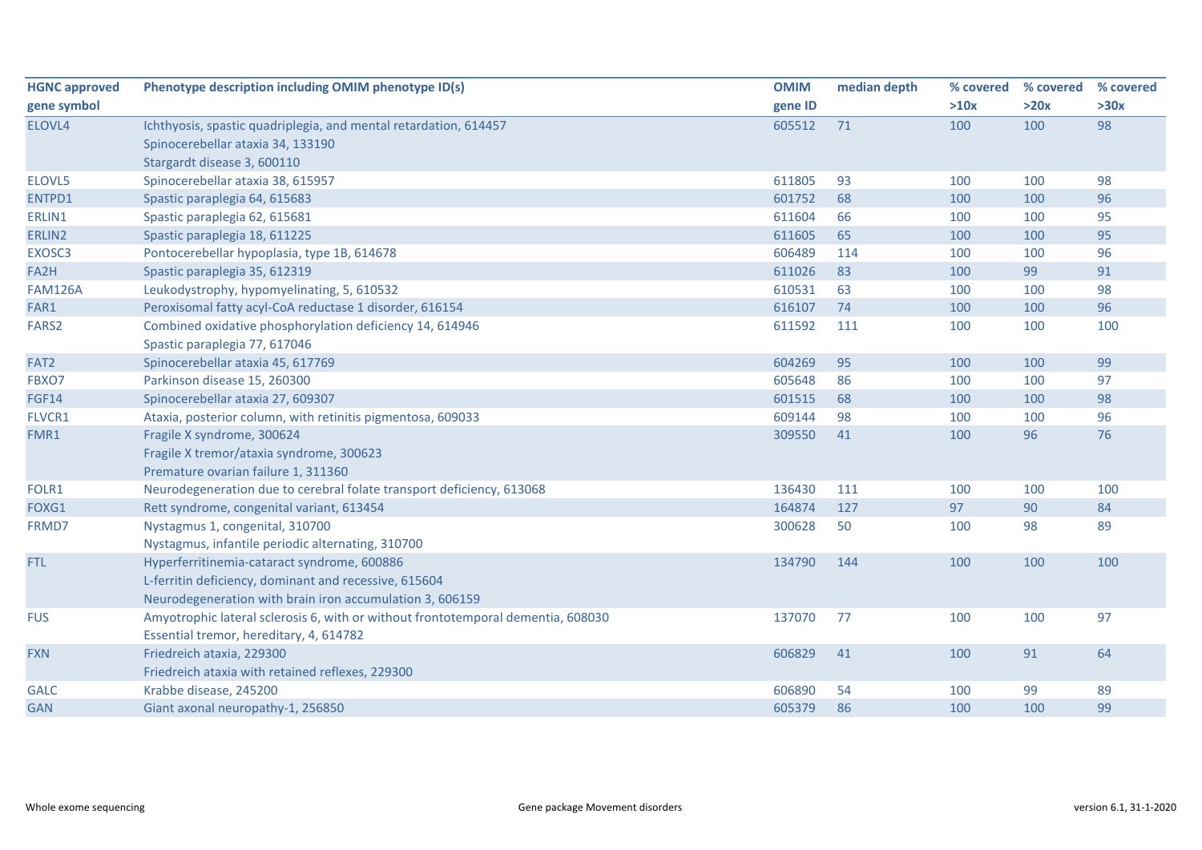| HGNC approved gene symbol | Phenotype description including OMIM phenotype ID(s) | OMIM gene ID | median depth | % covered >10x | % covered >20x | % covered >30x |
|---|---|---|---|---|---|---|
| ELOVL4 | Ichthyosis, spastic quadriplegia, and mental retardation, 614457<br>Spinocerebellar ataxia 34, 133190<br>Stargardt disease 3, 600110 | 605512 | 71 | 100 | 100 | 98 |
| ELOVL5 | Spinocerebellar ataxia 38, 615957 | 611805 | 93 | 100 | 100 | 98 |
| ENTPD1 | Spastic paraplegia 64, 615683 | 601752 | 68 | 100 | 100 | 96 |
| ERLIN1 | Spastic paraplegia 62, 615681 | 611604 | 66 | 100 | 100 | 95 |
| ERLIN2 | Spastic paraplegia 18, 611225 | 611605 | 65 | 100 | 100 | 95 |
| EXOSC3 | Pontocerebellar hypoplasia, type 1B, 614678 | 606489 | 114 | 100 | 100 | 96 |
| FA2H | Spastic paraplegia 35, 612319 | 611026 | 83 | 100 | 99 | 91 |
| FAM126A | Leukodystrophy, hypomyelinating, 5, 610532 | 610531 | 63 | 100 | 100 | 98 |
| FAR1 | Peroxisomal fatty acyl-CoA reductase 1 disorder, 616154 | 616107 | 74 | 100 | 100 | 96 |
| FARS2 | Combined oxidative phosphorylation deficiency 14, 614946<br>Spastic paraplegia 77, 617046 | 611592 | 111 | 100 | 100 | 100 |
| FAT2 | Spinocerebellar ataxia 45, 617769 | 604269 | 95 | 100 | 100 | 99 |
| FBXO7 | Parkinson disease 15, 260300 | 605648 | 86 | 100 | 100 | 97 |
| FGF14 | Spinocerebellar ataxia 27, 609307 | 601515 | 68 | 100 | 100 | 98 |
| FLVCR1 | Ataxia, posterior column, with retinitis pigmentosa, 609033 | 609144 | 98 | 100 | 100 | 96 |
| FMR1 | Fragile X syndrome, 300624<br>Fragile X tremor/ataxia syndrome, 300623<br>Premature ovarian failure 1, 311360 | 309550 | 41 | 100 | 96 | 76 |
| FOLR1 | Neurodegeneration due to cerebral folate transport deficiency, 613068 | 136430 | 111 | 100 | 100 | 100 |
| FOXG1 | Rett syndrome, congenital variant, 613454 | 164874 | 127 | 97 | 90 | 84 |
| FRMD7 | Nystagmus 1, congenital, 310700<br>Nystagmus, infantile periodic alternating, 310700 | 300628 | 50 | 100 | 98 | 89 |
| FTL | Hyperferritinemia-cataract syndrome, 600886<br>L-ferritin deficiency, dominant and recessive, 615604<br>Neurodegeneration with brain iron accumulation 3, 606159 | 134790 | 144 | 100 | 100 | 100 |
| FUS | Amyotrophic lateral sclerosis 6, with or without frontotemporal dementia, 608030<br>Essential tremor, hereditary, 4, 614782 | 137070 | 77 | 100 | 100 | 97 |
| FXN | Friedreich ataxia, 229300<br>Friedreich ataxia with retained reflexes, 229300 | 606829 | 41 | 100 | 91 | 64 |
| GALC | Krabbe disease, 245200 | 606890 | 54 | 100 | 99 | 89 |
| GAN | Giant axonal neuropathy-1, 256850 | 605379 | 86 | 100 | 100 | 99 |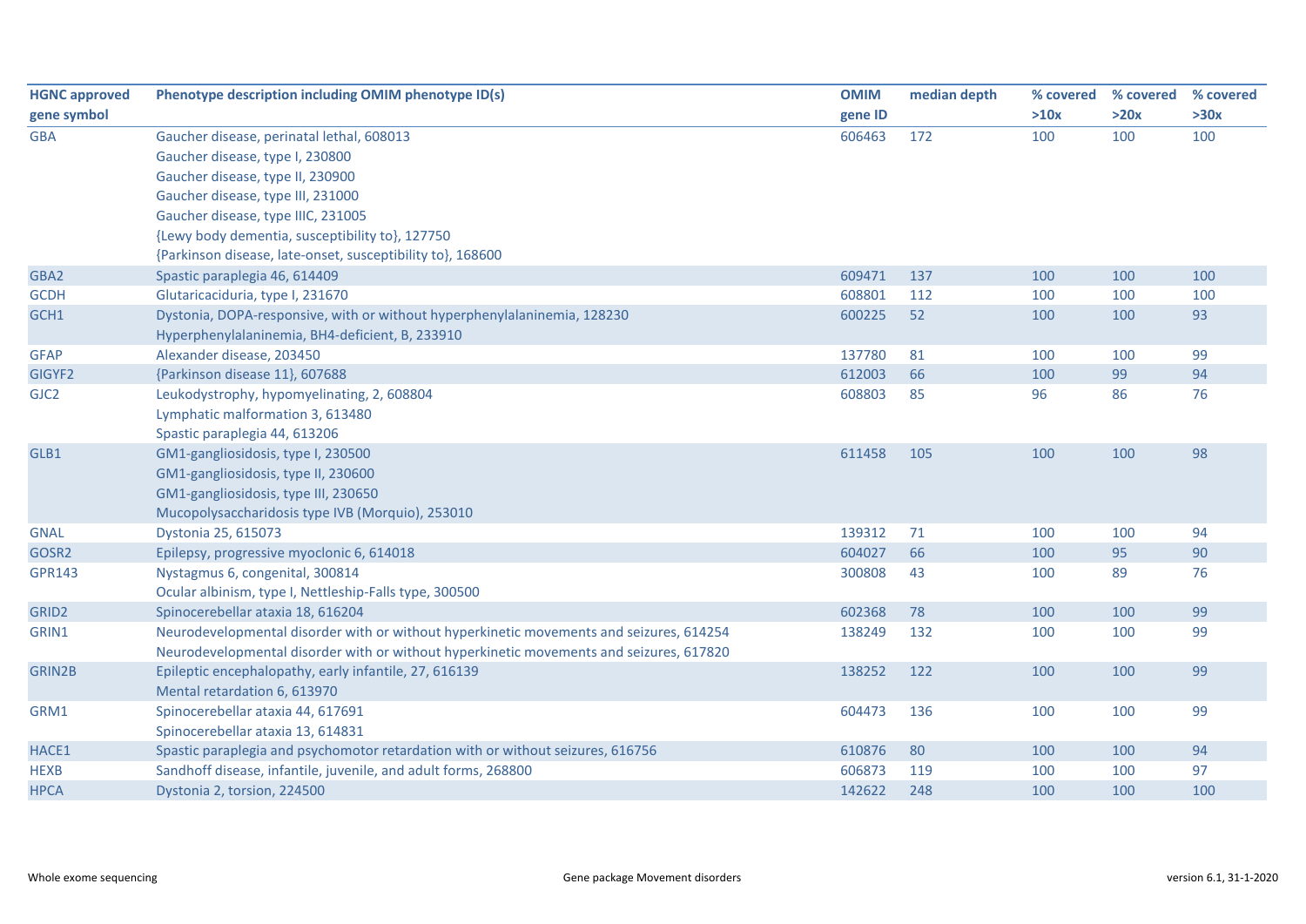| HGNC approved gene symbol | Phenotype description including OMIM phenotype ID(s) | OMIM gene ID | median depth | % covered >10x | % covered >20x | % covered >30x |
|---|---|---|---|---|---|---|
| GBA | Gaucher disease, perinatal lethal, 608013<br>Gaucher disease, type I, 230800<br>Gaucher disease, type II, 230900<br>Gaucher disease, type III, 231000<br>Gaucher disease, type IIIC, 231005<br>{Lewy body dementia, susceptibility to}, 127750<br>{Parkinson disease, late-onset, susceptibility to}, 168600 | 606463 | 172 | 100 | 100 | 100 |
| GBA2 | Spastic paraplegia 46, 614409 | 609471 | 137 | 100 | 100 | 100 |
| GCDH | Glutaricaciduria, type I, 231670 | 608801 | 112 | 100 | 100 | 100 |
| GCH1 | Dystonia, DOPA-responsive, with or without hyperphenylalaninemia, 128230<br>Hyperphenylalaninemia, BH4-deficient, B, 233910 | 600225 | 52 | 100 | 100 | 93 |
| GFAP | Alexander disease, 203450 | 137780 | 81 | 100 | 100 | 99 |
| GIGYF2 | {Parkinson disease 11}, 607688 | 612003 | 66 | 100 | 99 | 94 |
| GJC2 | Leukodystrophy, hypomyelinating, 2, 608804<br>Lymphatic malformation 3, 613480<br>Spastic paraplegia 44, 613206 | 608803 | 85 | 96 | 86 | 76 |
| GLB1 | GM1-gangliosidosis, type I, 230500<br>GM1-gangliosidosis, type II, 230600<br>GM1-gangliosidosis, type III, 230650<br>Mucopolysaccharidosis type IVB (Morquio), 253010 | 611458 | 105 | 100 | 100 | 98 |
| GNAL | Dystonia 25, 615073 | 139312 | 71 | 100 | 100 | 94 |
| GOSR2 | Epilepsy, progressive myoclonic 6, 614018 | 604027 | 66 | 100 | 95 | 90 |
| GPR143 | Nystagmus 6, congenital, 300814<br>Ocular albinism, type I, Nettleship-Falls type, 300500 | 300808 | 43 | 100 | 89 | 76 |
| GRID2 | Spinocerebellar ataxia 18, 616204 | 602368 | 78 | 100 | 100 | 99 |
| GRIN1 | Neurodevelopmental disorder with or without hyperkinetic movements and seizures, 614254<br>Neurodevelopmental disorder with or without hyperkinetic movements and seizures, 617820 | 138249 | 132 | 100 | 100 | 99 |
| GRIN2B | Epileptic encephalopathy, early infantile, 27, 616139<br>Mental retardation 6, 613970 | 138252 | 122 | 100 | 100 | 99 |
| GRM1 | Spinocerebellar ataxia 44, 617691<br>Spinocerebellar ataxia 13, 614831 | 604473 | 136 | 100 | 100 | 99 |
| HACE1 | Spastic paraplegia and psychomotor retardation with or without seizures, 616756 | 610876 | 80 | 100 | 100 | 94 |
| HEXB | Sandhoff disease, infantile, juvenile, and adult forms, 268800 | 606873 | 119 | 100 | 100 | 97 |
| HPCA | Dystonia 2, torsion, 224500 | 142622 | 248 | 100 | 100 | 100 |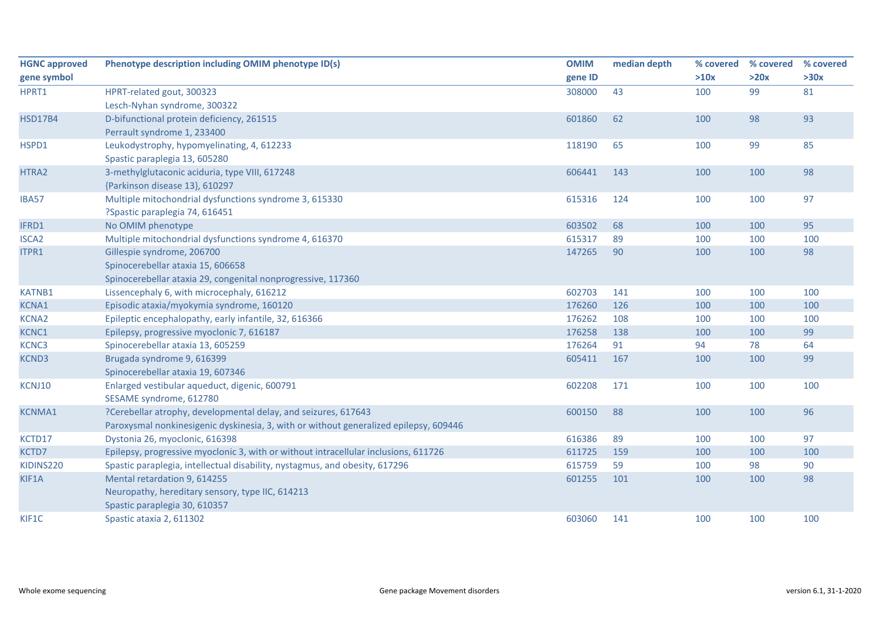| HGNC approved gene symbol | Phenotype description including OMIM phenotype ID(s) | OMIM gene ID | median depth | % covered >10x | % covered >20x | % covered >30x |
|---|---|---|---|---|---|---|
| HPRT1 | HPRT-related gout, 300323<br>Lesch-Nyhan syndrome, 300322 | 308000 | 43 | 100 | 99 | 81 |
| HSD17B4 | D-bifunctional protein deficiency, 261515<br>Perrault syndrome 1, 233400 | 601860 | 62 | 100 | 98 | 93 |
| HSPD1 | Leukodystrophy, hypomyelinating, 4, 612233<br>Spastic paraplegia 13, 605280 | 118190 | 65 | 100 | 99 | 85 |
| HTRA2 | 3-methylglutaconic aciduria, type VIII, 617248<br>{Parkinson disease 13}, 610297 | 606441 | 143 | 100 | 100 | 98 |
| IBA57 | Multiple mitochondrial dysfunctions syndrome 3, 615330<br>?Spastic paraplegia 74, 616451 | 615316 | 124 | 100 | 100 | 97 |
| IFRD1 | No OMIM phenotype | 603502 | 68 | 100 | 100 | 95 |
| ISCA2 | Multiple mitochondrial dysfunctions syndrome 4, 616370 | 615317 | 89 | 100 | 100 | 100 |
| ITPR1 | Gillespie syndrome, 206700<br>Spinocerebellar ataxia 15, 606658<br>Spinocerebellar ataxia 29, congenital nonprogressive, 117360 | 147265 | 90 | 100 | 100 | 98 |
| KATNB1 | Lissencephaly 6, with microcephaly, 616212 | 602703 | 141 | 100 | 100 | 100 |
| KCNA1 | Episodic ataxia/myokymia syndrome, 160120 | 176260 | 126 | 100 | 100 | 100 |
| KCNA2 | Epileptic encephalopathy, early infantile, 32, 616366 | 176262 | 108 | 100 | 100 | 100 |
| KCNC1 | Epilepsy, progressive myoclonic 7, 616187 | 176258 | 138 | 100 | 100 | 99 |
| KCNC3 | Spinocerebellar ataxia 13, 605259 | 176264 | 91 | 94 | 78 | 64 |
| KCND3 | Brugada syndrome 9, 616399<br>Spinocerebellar ataxia 19, 607346 | 605411 | 167 | 100 | 100 | 99 |
| KCNJ10 | Enlarged vestibular aqueduct, digenic, 600791<br>SESAME syndrome, 612780 | 602208 | 171 | 100 | 100 | 100 |
| KCNMA1 | ?Cerebellar atrophy, developmental delay, and seizures, 617643<br>Paroxysmal nonkinesigenic dyskinesia, 3, with or without generalized epilepsy, 609446 | 600150 | 88 | 100 | 100 | 96 |
| KCTD17 | Dystonia 26, myoclonic, 616398 | 616386 | 89 | 100 | 100 | 97 |
| KCTD7 | Epilepsy, progressive myoclonic 3, with or without intracellular inclusions, 611726 | 611725 | 159 | 100 | 100 | 100 |
| KIDINS220 | Spastic paraplegia, intellectual disability, nystagmus, and obesity, 617296 | 615759 | 59 | 100 | 98 | 90 |
| KIF1A | Mental retardation 9, 614255<br>Neuropathy, hereditary sensory, type IIC, 614213<br>Spastic paraplegia 30, 610357 | 601255 | 101 | 100 | 100 | 98 |
| KIF1C | Spastic ataxia 2, 611302 | 603060 | 141 | 100 | 100 | 100 |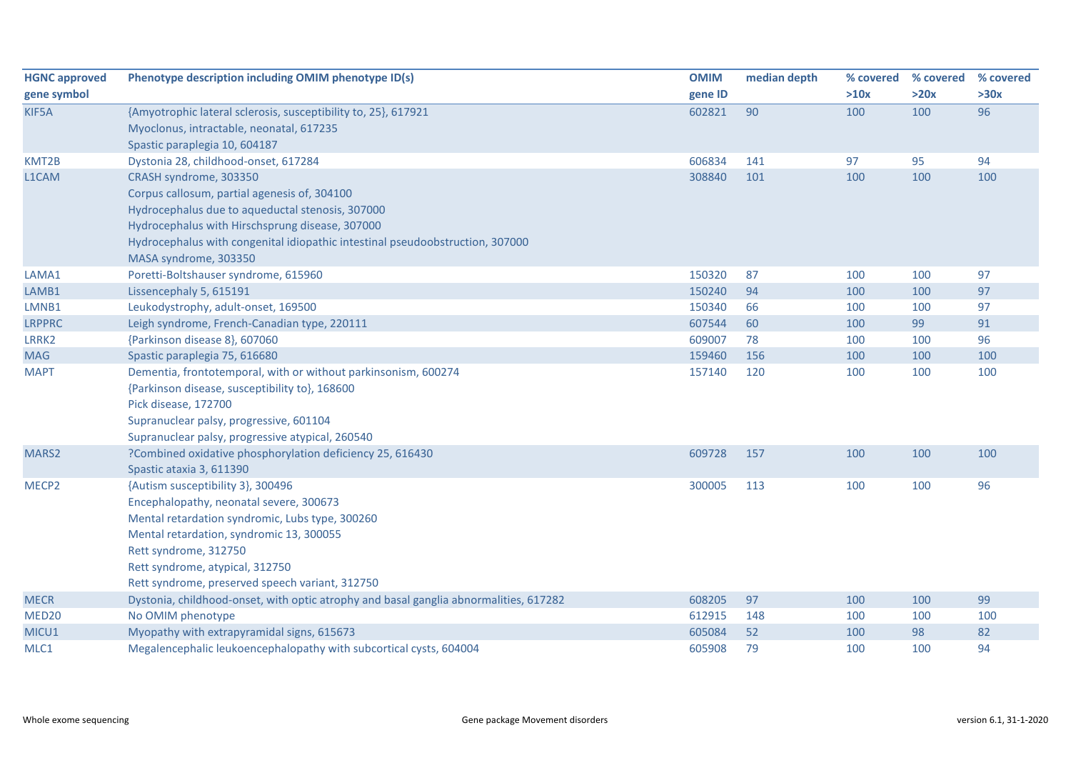| HGNC approved gene symbol | Phenotype description including OMIM phenotype ID(s) | OMIM gene ID | median depth | % covered >10x | % covered >20x | % covered >30x |
|---|---|---|---|---|---|---|
| KIF5A | {Amyotrophic lateral sclerosis, susceptibility to, 25}, 617921<br>Myoclonus, intractable, neonatal, 617235<br>Spastic paraplegia 10, 604187 | 602821 | 90 | 100 | 100 | 96 |
| KMT2B | Dystonia 28, childhood-onset, 617284 | 606834 | 141 | 97 | 95 | 94 |
| L1CAM | CRASH syndrome, 303350<br>Corpus callosum, partial agenesis of, 304100<br>Hydrocephalus due to aqueductal stenosis, 307000<br>Hydrocephalus with Hirschsprung disease, 307000<br>Hydrocephalus with congenital idiopathic intestinal pseudoobstruction, 307000<br>MASA syndrome, 303350 | 308840 | 101 | 100 | 100 | 100 |
| LAMA1 | Poretti-Boltshauser syndrome, 615960 | 150320 | 87 | 100 | 100 | 97 |
| LAMB1 | Lissencephaly 5, 615191 | 150240 | 94 | 100 | 100 | 97 |
| LMNB1 | Leukodystrophy, adult-onset, 169500 | 150340 | 66 | 100 | 100 | 97 |
| LRPPRC | Leigh syndrome, French-Canadian type, 220111 | 607544 | 60 | 100 | 99 | 91 |
| LRRK2 | {Parkinson disease 8}, 607060 | 609007 | 78 | 100 | 100 | 96 |
| MAG | Spastic paraplegia 75, 616680 | 159460 | 156 | 100 | 100 | 100 |
| MAPT | Dementia, frontotemporal, with or without parkinsonism, 600274<br>{Parkinson disease, susceptibility to}, 168600<br>Pick disease, 172700<br>Supranuclear palsy, progressive, 601104<br>Supranuclear palsy, progressive atypical, 260540 | 157140 | 120 | 100 | 100 | 100 |
| MARS2 | ?Combined oxidative phosphorylation deficiency 25, 616430<br>Spastic ataxia 3, 611390 | 609728 | 157 | 100 | 100 | 100 |
| MECP2 | {Autism susceptibility 3}, 300496<br>Encephalopathy, neonatal severe, 300673<br>Mental retardation syndromic, Lubs type, 300260<br>Mental retardation, syndromic 13, 300055<br>Rett syndrome, 312750<br>Rett syndrome, atypical, 312750<br>Rett syndrome, preserved speech variant, 312750 | 300005 | 113 | 100 | 100 | 96 |
| MECR | Dystonia, childhood-onset, with optic atrophy and basal ganglia abnormalities, 617282 | 608205 | 97 | 100 | 100 | 99 |
| MED20 | No OMIM phenotype | 612915 | 148 | 100 | 100 | 100 |
| MICU1 | Myopathy with extrapyramidal signs, 615673 | 605084 | 52 | 100 | 98 | 82 |
| MLC1 | Megalencephalic leukoencephalopathy with subcortical cysts, 604004 | 605908 | 79 | 100 | 100 | 94 |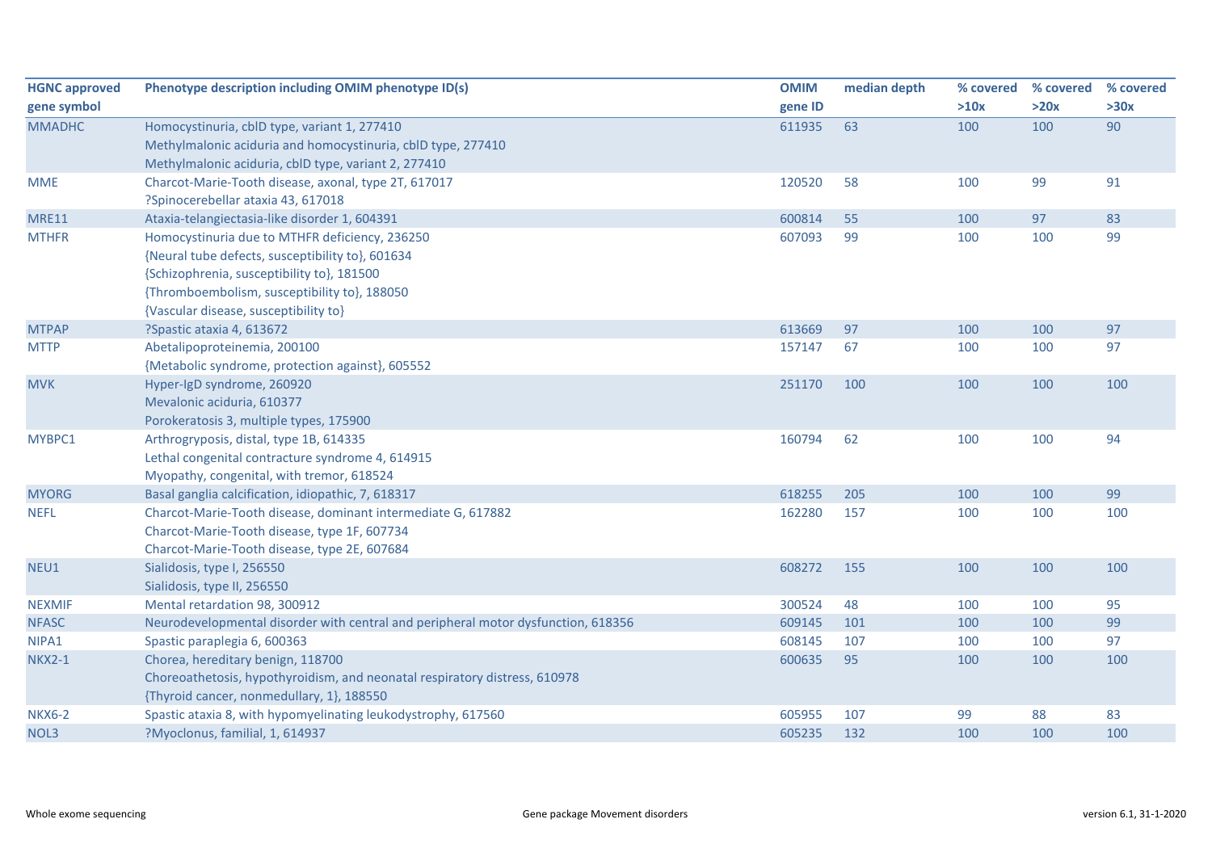| HGNC approved gene symbol | Phenotype description including OMIM phenotype ID(s) | OMIM gene ID | median depth | % covered >10x | % covered >20x | % covered >30x |
|---|---|---|---|---|---|---|
| MMADHC | Homocystinuria, cblD type, variant 1, 277410<br>Methylmalonic aciduria and homocystinuria, cblD type, 277410<br>Methylmalonic aciduria, cblD type, variant 2, 277410 | 611935 | 63 | 100 | 100 | 90 |
| MME | Charcot-Marie-Tooth disease, axonal, type 2T, 617017<br>?Spinocerebellar ataxia 43, 617018 | 120520 | 58 | 100 | 99 | 91 |
| MRE11 | Ataxia-telangiectasia-like disorder 1, 604391 | 600814 | 55 | 100 | 97 | 83 |
| MTHFR | Homocystinuria due to MTHFR deficiency, 236250<br>{Neural tube defects, susceptibility to}, 601634<br>{Schizophrenia, susceptibility to}, 181500<br>{Thromboembolism, susceptibility to}, 188050<br>{Vascular disease, susceptibility to} | 607093 | 99 | 100 | 100 | 99 |
| MTPAP | ?Spastic ataxia 4, 613672 | 613669 | 97 | 100 | 100 | 97 |
| MTTP | Abetalipoproteinemia, 200100<br>{Metabolic syndrome, protection against}, 605552 | 157147 | 67 | 100 | 100 | 97 |
| MVK | Hyper-IgD syndrome, 260920<br>Mevalonic aciduria, 610377<br>Porokeratosis 3, multiple types, 175900 | 251170 | 100 | 100 | 100 | 100 |
| MYBPC1 | Arthrogryposis, distal, type 1B, 614335<br>Lethal congenital contracture syndrome 4, 614915<br>Myopathy, congenital, with tremor, 618524 | 160794 | 62 | 100 | 100 | 94 |
| MYORG | Basal ganglia calcification, idiopathic, 7, 618317 | 618255 | 205 | 100 | 100 | 99 |
| NEFL | Charcot-Marie-Tooth disease, dominant intermediate G, 617882<br>Charcot-Marie-Tooth disease, type 1F, 607734<br>Charcot-Marie-Tooth disease, type 2E, 607684 | 162280 | 157 | 100 | 100 | 100 |
| NEU1 | Sialidosis, type I, 256550<br>Sialidosis, type II, 256550 | 608272 | 155 | 100 | 100 | 100 |
| NEXMIF | Mental retardation 98, 300912 | 300524 | 48 | 100 | 100 | 95 |
| NFASC | Neurodevelopmental disorder with central and peripheral motor dysfunction, 618356 | 609145 | 101 | 100 | 100 | 99 |
| NIPA1 | Spastic paraplegia 6, 600363 | 608145 | 107 | 100 | 100 | 97 |
| NKX2-1 | Chorea, hereditary benign, 118700<br>Choreoathetosis, hypothyroidism, and neonatal respiratory distress, 610978<br>{Thyroid cancer, nonmedullary, 1}, 188550 | 600635 | 95 | 100 | 100 | 100 |
| NKX6-2 | Spastic ataxia 8, with hypomyelinating leukodystrophy, 617560 | 605955 | 107 | 99 | 88 | 83 |
| NOL3 | ?Myoclonus, familial, 1, 614937 | 605235 | 132 | 100 | 100 | 100 |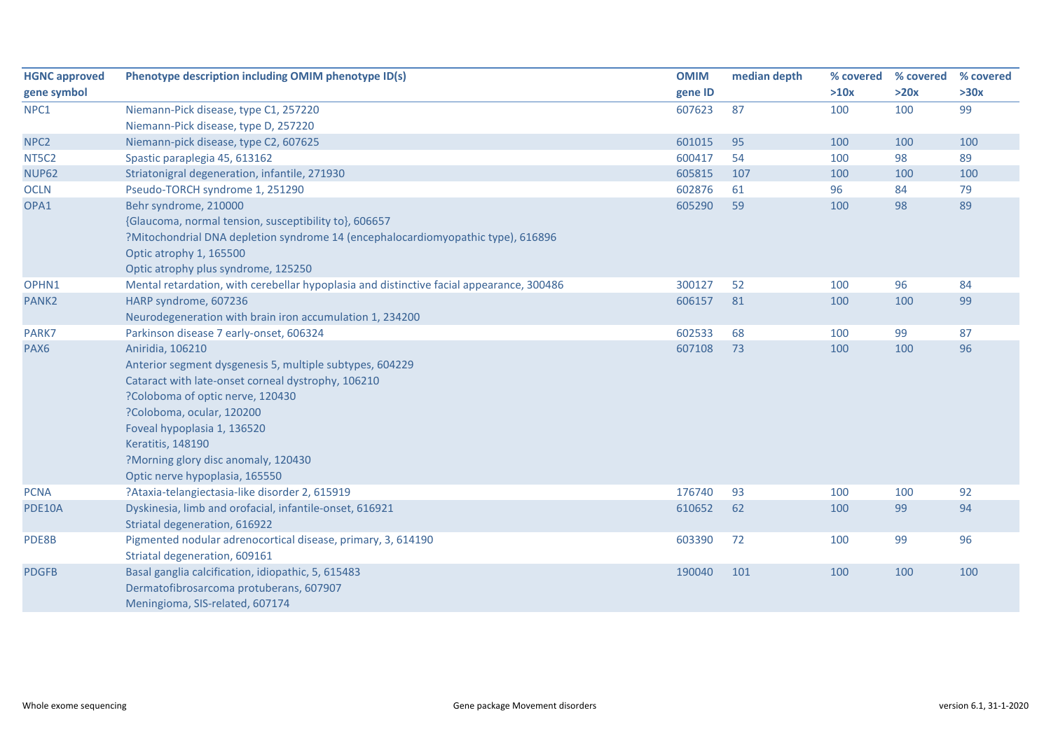| HGNC approved gene symbol | Phenotype description including OMIM phenotype ID(s) | OMIM gene ID | median depth | % covered >10x | % covered >20x | % covered >30x |
|---|---|---|---|---|---|---|
| NPC1 | Niemann-Pick disease, type C1, 257220<br>Niemann-Pick disease, type D, 257220 | 607623 | 87 | 100 | 100 | 99 |
| NPC2 | Niemann-pick disease, type C2, 607625 | 601015 | 95 | 100 | 100 | 100 |
| NT5C2 | Spastic paraplegia 45, 613162 | 600417 | 54 | 100 | 98 | 89 |
| NUP62 | Striatonigral degeneration, infantile, 271930 | 605815 | 107 | 100 | 100 | 100 |
| OCLN | Pseudo-TORCH syndrome 1, 251290 | 602876 | 61 | 96 | 84 | 79 |
| OPA1 | Behr syndrome, 210000<br>{Glaucoma, normal tension, susceptibility to}, 606657<br>?Mitochondrial DNA depletion syndrome 14 (encephalocardiomyopathic type), 616896<br>Optic atrophy 1, 165500<br>Optic atrophy plus syndrome, 125250 | 605290 | 59 | 100 | 98 | 89 |
| OPHN1 | Mental retardation, with cerebellar hypoplasia and distinctive facial appearance, 300486 | 300127 | 52 | 100 | 96 | 84 |
| PANK2 | HARP syndrome, 607236<br>Neurodegeneration with brain iron accumulation 1, 234200 | 606157 | 81 | 100 | 100 | 99 |
| PARK7 | Parkinson disease 7 early-onset, 606324 | 602533 | 68 | 100 | 99 | 87 |
| PAX6 | Aniridia, 106210<br>Anterior segment dysgenesis 5, multiple subtypes, 604229<br>Cataract with late-onset corneal dystrophy, 106210<br>?Coloboma of optic nerve, 120430<br>?Coloboma, ocular, 120200<br>Foveal hypoplasia 1, 136520<br>Keratitis, 148190<br>?Morning glory disc anomaly, 120430<br>Optic nerve hypoplasia, 165550 | 607108 | 73 | 100 | 100 | 96 |
| PCNA | ?Ataxia-telangiectasia-like disorder 2, 615919 | 176740 | 93 | 100 | 100 | 92 |
| PDE10A | Dyskinesia, limb and orofacial, infantile-onset, 616921<br>Striatal degeneration, 616922 | 610652 | 62 | 100 | 99 | 94 |
| PDE8B | Pigmented nodular adrenocortical disease, primary, 3, 614190<br>Striatal degeneration, 609161 | 603390 | 72 | 100 | 99 | 96 |
| PDGFB | Basal ganglia calcification, idiopathic, 5, 615483<br>Dermatofibrosarcoma protuberans, 607907<br>Meningioma, SIS-related, 607174 | 190040 | 101 | 100 | 100 | 100 |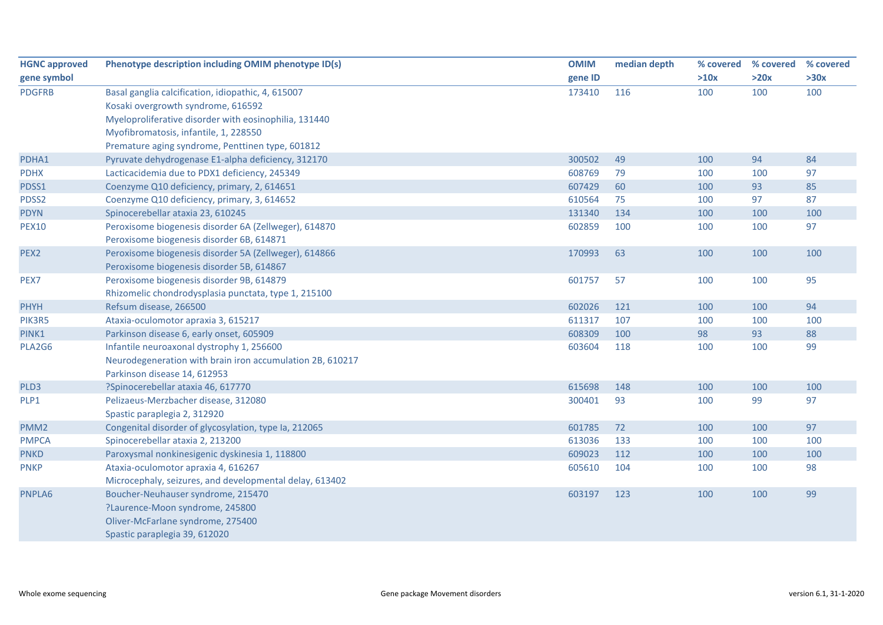| HGNC approved gene symbol | Phenotype description including OMIM phenotype ID(s) | OMIM gene ID | median depth | % covered >10x | % covered >20x | % covered >30x |
|---|---|---|---|---|---|---|
| PDGFRB | Basal ganglia calcification, idiopathic, 4, 615007<br>Kosaki overgrowth syndrome, 616592<br>Myeloproliferative disorder with eosinophilia, 131440<br>Myofibromatosis, infantile, 1, 228550<br>Premature aging syndrome, Penttinen type, 601812 | 173410 | 116 | 100 | 100 | 100 |
| PDHA1 | Pyruvate dehydrogenase E1-alpha deficiency, 312170 | 300502 | 49 | 100 | 94 | 84 |
| PDHX | Lacticacidemia due to PDX1 deficiency, 245349 | 608769 | 79 | 100 | 100 | 97 |
| PDSS1 | Coenzyme Q10 deficiency, primary, 2, 614651 | 607429 | 60 | 100 | 93 | 85 |
| PDSS2 | Coenzyme Q10 deficiency, primary, 3, 614652 | 610564 | 75 | 100 | 97 | 87 |
| PDYN | Spinocerebellar ataxia 23, 610245 | 131340 | 134 | 100 | 100 | 100 |
| PEX10 | Peroxisome biogenesis disorder 6A (Zellweger), 614870<br>Peroxisome biogenesis disorder 6B, 614871 | 602859 | 100 | 100 | 100 | 97 |
| PEX2 | Peroxisome biogenesis disorder 5A (Zellweger), 614866<br>Peroxisome biogenesis disorder 5B, 614867 | 170993 | 63 | 100 | 100 | 100 |
| PEX7 | Peroxisome biogenesis disorder 9B, 614879<br>Rhizomelic chondrodysplasia punctata, type 1, 215100 | 601757 | 57 | 100 | 100 | 95 |
| PHYH | Refsum disease, 266500 | 602026 | 121 | 100 | 100 | 94 |
| PIK3R5 | Ataxia-oculomotor apraxia 3, 615217 | 611317 | 107 | 100 | 100 | 100 |
| PINK1 | Parkinson disease 6, early onset, 605909 | 608309 | 100 | 98 | 93 | 88 |
| PLA2G6 | Infantile neuroaxonal dystrophy 1, 256600<br>Neurodegeneration with brain iron accumulation 2B, 610217<br>Parkinson disease 14, 612953 | 603604 | 118 | 100 | 100 | 99 |
| PLD3 | ?Spinocerebellar ataxia 46, 617770 | 615698 | 148 | 100 | 100 | 100 |
| PLP1 | Pelizaeus-Merzbacher disease, 312080<br>Spastic paraplegia 2, 312920 | 300401 | 93 | 100 | 99 | 97 |
| PMM2 | Congenital disorder of glycosylation, type Ia, 212065 | 601785 | 72 | 100 | 100 | 97 |
| PMPCA | Spinocerebellar ataxia 2, 213200 | 613036 | 133 | 100 | 100 | 100 |
| PNKD | Paroxysmal nonkinesigenic dyskinesia 1, 118800 | 609023 | 112 | 100 | 100 | 100 |
| PNKP | Ataxia-oculomotor apraxia 4, 616267<br>Microcephaly, seizures, and developmental delay, 613402 | 605610 | 104 | 100 | 100 | 98 |
| PNPLA6 | Boucher-Neuhauser syndrome, 215470<br>?Laurence-Moon syndrome, 245800<br>Oliver-McFarlane syndrome, 275400<br>Spastic paraplegia 39, 612020 | 603197 | 123 | 100 | 100 | 99 |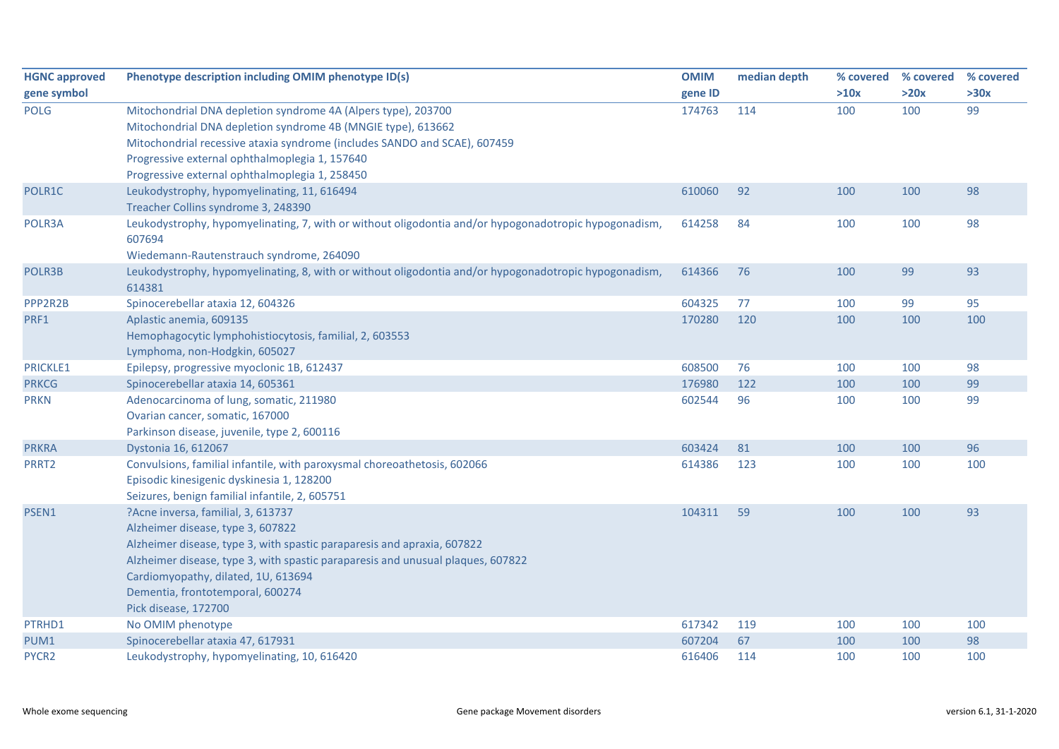| HGNC approved gene symbol | Phenotype description including OMIM phenotype ID(s) | OMIM gene ID | median depth | % covered >10x | % covered >20x | % covered >30x |
|---|---|---|---|---|---|---|
| POLG | Mitochondrial DNA depletion syndrome 4A (Alpers type), 203700<br>Mitochondrial DNA depletion syndrome 4B (MNGIE type), 613662<br>Mitochondrial recessive ataxia syndrome (includes SANDO and SCAE), 607459<br>Progressive external ophthalmoplegia 1, 157640<br>Progressive external ophthalmoplegia 1, 258450 | 174763 | 114 | 100 | 100 | 99 |
| POLR1C | Leukodystrophy, hypomyelinating, 11, 616494<br>Treacher Collins syndrome 3, 248390 | 610060 | 92 | 100 | 100 | 98 |
| POLR3A | Leukodystrophy, hypomyelinating, 7, with or without oligodontia and/or hypogonadotropic hypogonadism, 607694<br>Wiedemann-Rautenstrauch syndrome, 264090 | 614258 | 84 | 100 | 100 | 98 |
| POLR3B | Leukodystrophy, hypomyelinating, 8, with or without oligodontia and/or hypogonadotropic hypogonadism, 614381 | 614366 | 76 | 100 | 99 | 93 |
| PPP2R2B | Spinocerebellar ataxia 12, 604326 | 604325 | 77 | 100 | 99 | 95 |
| PRF1 | Aplastic anemia, 609135<br>Hemophagocytic lymphohistiocytosis, familial, 2, 603553<br>Lymphoma, non-Hodgkin, 605027 | 170280 | 120 | 100 | 100 | 100 |
| PRICKLE1 | Epilepsy, progressive myoclonic 1B, 612437 | 608500 | 76 | 100 | 100 | 98 |
| PRKCG | Spinocerebellar ataxia 14, 605361 | 176980 | 122 | 100 | 100 | 99 |
| PRKN | Adenocarcinoma of lung, somatic, 211980<br>Ovarian cancer, somatic, 167000<br>Parkinson disease, juvenile, type 2, 600116 | 602544 | 96 | 100 | 100 | 99 |
| PRKRA | Dystonia 16, 612067 | 603424 | 81 | 100 | 100 | 96 |
| PRRT2 | Convulsions, familial infantile, with paroxysmal choreoathetosis, 602066<br>Episodic kinesigenic dyskinesia 1, 128200<br>Seizures, benign familial infantile, 2, 605751 | 614386 | 123 | 100 | 100 | 100 |
| PSEN1 | ?Acne inversa, familial, 3, 613737<br>Alzheimer disease, type 3, 607822<br>Alzheimer disease, type 3, with spastic paraparesis and apraxia, 607822<br>Alzheimer disease, type 3, with spastic paraparesis and unusual plaques, 607822<br>Cardiomyopathy, dilated, 1U, 613694<br>Dementia, frontotemporal, 600274<br>Pick disease, 172700 | 104311 | 59 | 100 | 100 | 93 |
| PTRHD1 | No OMIM phenotype | 617342 | 119 | 100 | 100 | 100 |
| PUM1 | Spinocerebellar ataxia 47, 617931 | 607204 | 67 | 100 | 100 | 98 |
| PYCR2 | Leukodystrophy, hypomyelinating, 10, 616420 | 616406 | 114 | 100 | 100 | 100 |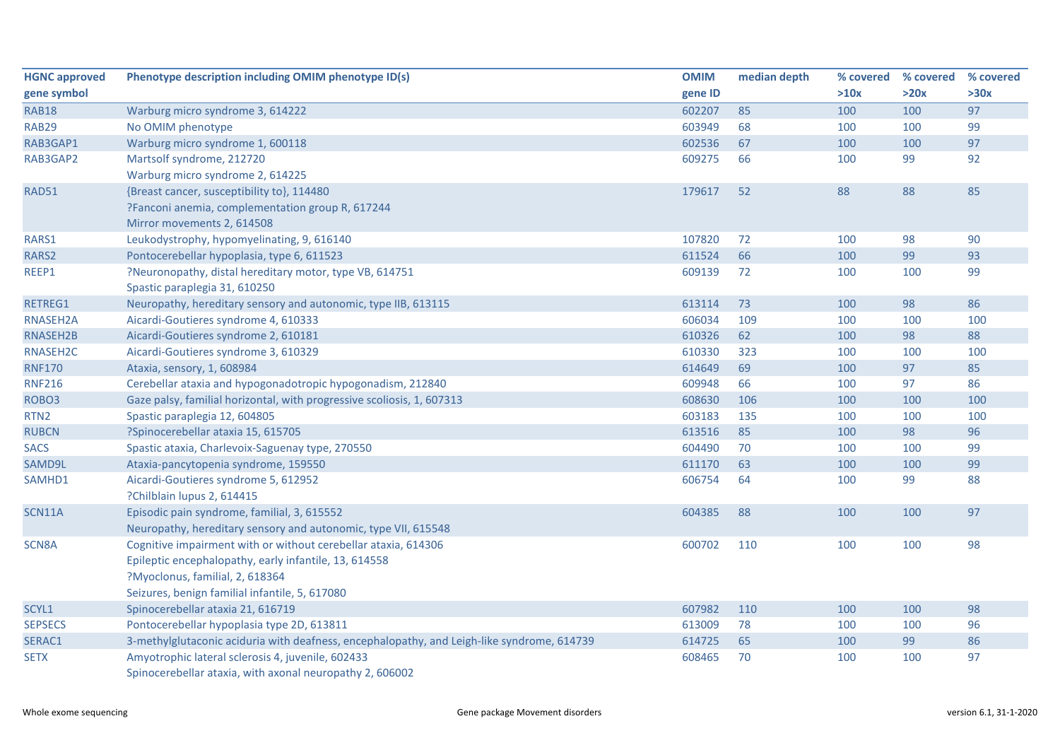| HGNC approved gene symbol | Phenotype description including OMIM phenotype ID(s) | OMIM gene ID | median depth | % covered >10x | % covered >20x | % covered >30x |
|---|---|---|---|---|---|---|
| RAB18 | Warburg micro syndrome 3, 614222 | 602207 | 85 | 100 | 100 | 97 |
| RAB29 | No OMIM phenotype | 603949 | 68 | 100 | 100 | 99 |
| RAB3GAP1 | Warburg micro syndrome 1, 600118 | 602536 | 67 | 100 | 100 | 97 |
| RAB3GAP2 | Martsolf syndrome, 212720<br>Warburg micro syndrome 2, 614225 | 609275 | 66 | 100 | 99 | 92 |
| RAD51 | {Breast cancer, susceptibility to}, 114480<br>?Fanconi anemia, complementation group R, 617244<br>Mirror movements 2, 614508 | 179617 | 52 | 88 | 88 | 85 |
| RARS1 | Leukodystrophy, hypomyelinating, 9, 616140 | 107820 | 72 | 100 | 98 | 90 |
| RARS2 | Pontocerebellar hypoplasia, type 6, 611523 | 611524 | 66 | 100 | 99 | 93 |
| REEP1 | ?Neuronopathy, distal hereditary motor, type VB, 614751<br>Spastic paraplegia 31, 610250 | 609139 | 72 | 100 | 100 | 99 |
| RETREG1 | Neuropathy, hereditary sensory and autonomic, type IIB, 613115 | 613114 | 73 | 100 | 98 | 86 |
| RNASEH2A | Aicardi-Goutieres syndrome 4, 610333 | 606034 | 109 | 100 | 100 | 100 |
| RNASEH2B | Aicardi-Goutieres syndrome 2, 610181 | 610326 | 62 | 100 | 98 | 88 |
| RNASEH2C | Aicardi-Goutieres syndrome 3, 610329 | 610330 | 323 | 100 | 100 | 100 |
| RNF170 | Ataxia, sensory, 1, 608984 | 614649 | 69 | 100 | 97 | 85 |
| RNF216 | Cerebellar ataxia and hypogonadotropic hypogonadism, 212840 | 609948 | 66 | 100 | 97 | 86 |
| ROBO3 | Gaze palsy, familial horizontal, with progressive scoliosis, 1, 607313 | 608630 | 106 | 100 | 100 | 100 |
| RTN2 | Spastic paraplegia 12, 604805 | 603183 | 135 | 100 | 100 | 100 |
| RUBCN | ?Spinocerebellar ataxia 15, 615705 | 613516 | 85 | 100 | 98 | 96 |
| SACS | Spastic ataxia, Charlevoix-Saguenay type, 270550 | 604490 | 70 | 100 | 100 | 99 |
| SAMD9L | Ataxia-pancytopenia syndrome, 159550 | 611170 | 63 | 100 | 100 | 99 |
| SAMHD1 | Aicardi-Goutieres syndrome 5, 612952<br>?Chilblain lupus 2, 614415 | 606754 | 64 | 100 | 99 | 88 |
| SCN11A | Episodic pain syndrome, familial, 3, 615552<br>Neuropathy, hereditary sensory and autonomic, type VII, 615548 | 604385 | 88 | 100 | 100 | 97 |
| SCN8A | Cognitive impairment with or without cerebellar ataxia, 614306<br>Epileptic encephalopathy, early infantile, 13, 614558<br>?Myoclonus, familial, 2, 618364<br>Seizures, benign familial infantile, 5, 617080 | 600702 | 110 | 100 | 100 | 98 |
| SCYL1 | Spinocerebellar ataxia 21, 616719 | 607982 | 110 | 100 | 100 | 98 |
| SEPSECS | Pontocerebellar hypoplasia type 2D, 613811 | 613009 | 78 | 100 | 100 | 96 |
| SERAC1 | 3-methylglutaconic aciduria with deafness, encephalopathy, and Leigh-like syndrome, 614739 | 614725 | 65 | 100 | 99 | 86 |
| SETX | Amyotrophic lateral sclerosis 4, juvenile, 602433<br>Spinocerebellar ataxia, with axonal neuropathy 2, 606002 | 608465 | 70 | 100 | 100 | 97 |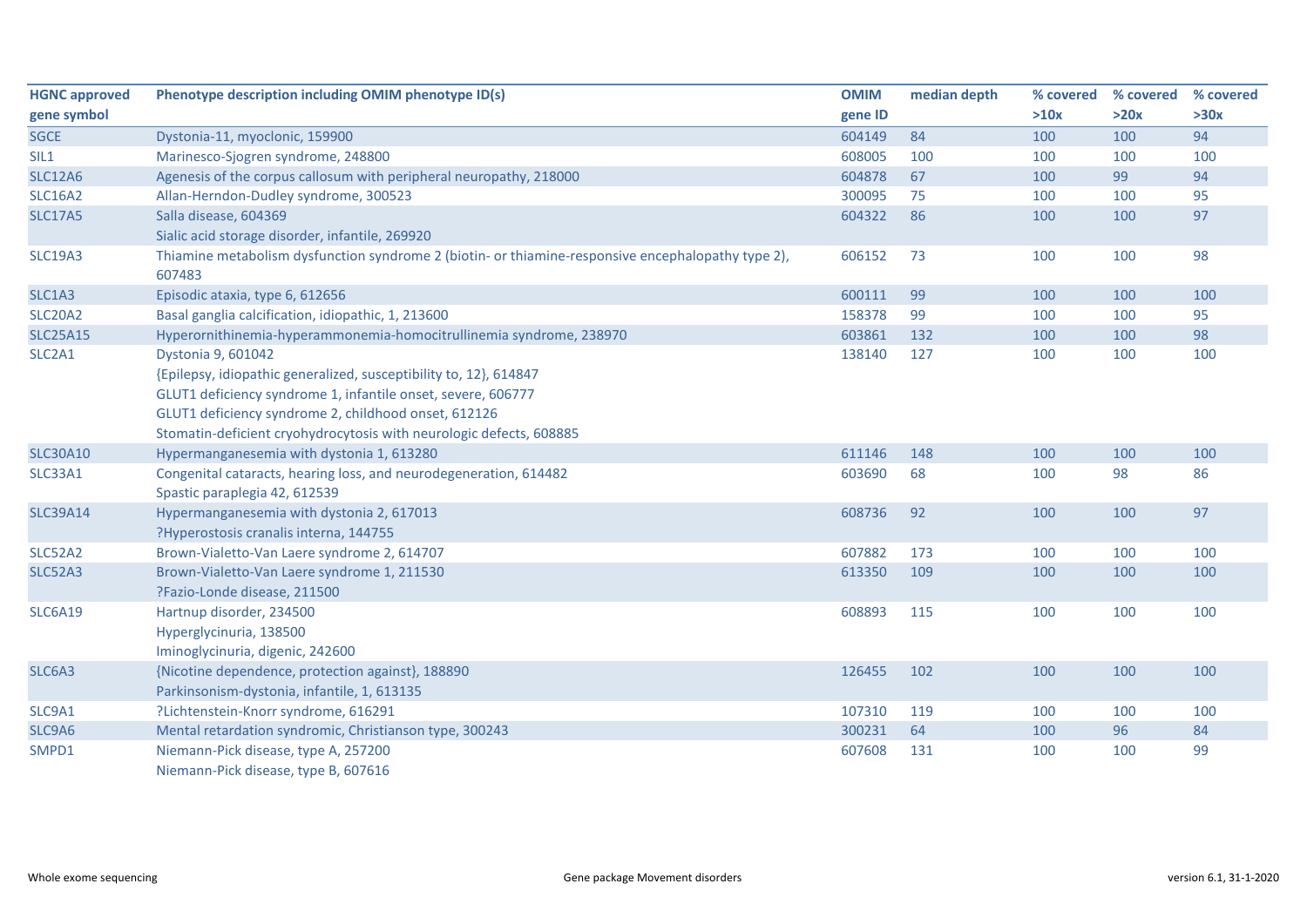| HGNC approved gene symbol | Phenotype description including OMIM phenotype ID(s) | OMIM gene ID | median depth | % covered >10x | % covered >20x | % covered >30x |
|---|---|---|---|---|---|---|
| SGCE | Dystonia-11, myoclonic, 159900 | 604149 | 84 | 100 | 100 | 94 |
| SIL1 | Marinesco-Sjogren syndrome, 248800 | 608005 | 100 | 100 | 100 | 100 |
| SLC12A6 | Agenesis of the corpus callosum with peripheral neuropathy, 218000 | 604878 | 67 | 100 | 99 | 94 |
| SLC16A2 | Allan-Herndon-Dudley syndrome, 300523 | 300095 | 75 | 100 | 100 | 95 |
| SLC17A5 | Salla disease, 604369<br>Sialic acid storage disorder, infantile, 269920 | 604322 | 86 | 100 | 100 | 97 |
| SLC19A3 | Thiamine metabolism dysfunction syndrome 2 (biotin- or thiamine-responsive encephalopathy type 2), 607483 | 606152 | 73 | 100 | 100 | 98 |
| SLC1A3 | Episodic ataxia, type 6, 612656 | 600111 | 99 | 100 | 100 | 100 |
| SLC20A2 | Basal ganglia calcification, idiopathic, 1, 213600 | 158378 | 99 | 100 | 100 | 95 |
| SLC25A15 | Hyperornithinemia-hyperammonemia-homocitrullinemia syndrome, 238970 | 603861 | 132 | 100 | 100 | 98 |
| SLC2A1 | Dystonia 9, 601042<br>{Epilepsy, idiopathic generalized, susceptibility to, 12}, 614847<br>GLUT1 deficiency syndrome 1, infantile onset, severe, 606777<br>GLUT1 deficiency syndrome 2, childhood onset, 612126<br>Stomatin-deficient cryohydrocytosis with neurologic defects, 608885 | 138140 | 127 | 100 | 100 | 100 |
| SLC30A10 | Hypermanganesemia with dystonia 1, 613280 | 611146 | 148 | 100 | 100 | 100 |
| SLC33A1 | Congenital cataracts, hearing loss, and neurodegeneration, 614482<br>Spastic paraplegia 42, 612539 | 603690 | 68 | 100 | 98 | 86 |
| SLC39A14 | Hypermanganesemia with dystonia 2, 617013<br>?Hyperostosis cranalis interna, 144755 | 608736 | 92 | 100 | 100 | 97 |
| SLC52A2 | Brown-Vialetto-Van Laere syndrome 2, 614707 | 607882 | 173 | 100 | 100 | 100 |
| SLC52A3 | Brown-Vialetto-Van Laere syndrome 1, 211530<br>?Fazio-Londe disease, 211500 | 613350 | 109 | 100 | 100 | 100 |
| SLC6A19 | Hartnup disorder, 234500<br>Hyperglycinuria, 138500<br>Iminoglycinuria, digenic, 242600 | 608893 | 115 | 100 | 100 | 100 |
| SLC6A3 | {Nicotine dependence, protection against}, 188890<br>Parkinsonism-dystonia, infantile, 1, 613135 | 126455 | 102 | 100 | 100 | 100 |
| SLC9A1 | ?Lichtenstein-Knorr syndrome, 616291 | 107310 | 119 | 100 | 100 | 100 |
| SLC9A6 | Mental retardation syndromic, Christianson type, 300243 | 300231 | 64 | 100 | 96 | 84 |
| SMPD1 | Niemann-Pick disease, type A, 257200<br>Niemann-Pick disease, type B, 607616 | 607608 | 131 | 100 | 100 | 99 |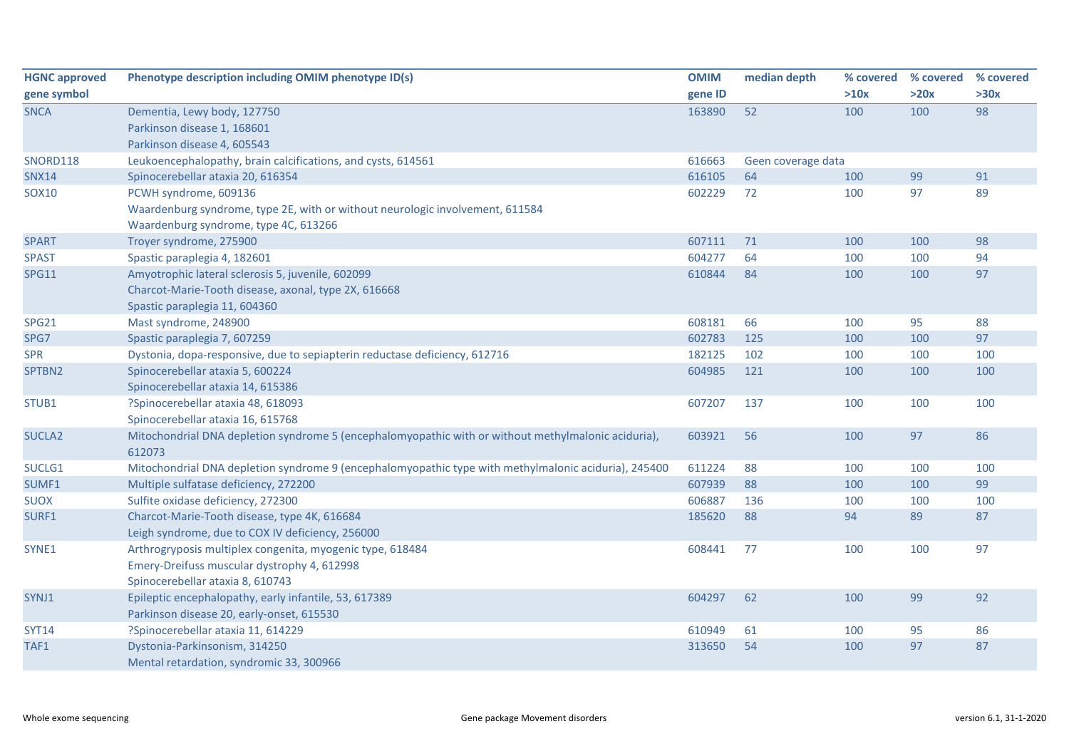| HGNC approved gene symbol | Phenotype description including OMIM phenotype ID(s) | OMIM gene ID | median depth | % covered >10x | % covered >20x | % covered >30x |
|---|---|---|---|---|---|---|
| SNCA | Dementia, Lewy body, 127750<br>Parkinson disease 1, 168601<br>Parkinson disease 4, 605543 | 163890 | 52 | 100 | 100 | 98 |
| SNORD118 | Leukoencephalopathy, brain calcifications, and cysts, 614561 | 616663 | Geen coverage data | | | |
| SNX14 | Spinocerebellar ataxia 20, 616354 | 616105 | 64 | 100 | 99 | 91 |
| SOX10 | PCWH syndrome, 609136<br>Waardenburg syndrome, type 2E, with or without neurologic involvement, 611584<br>Waardenburg syndrome, type 4C, 613266 | 602229 | 72 | 100 | 97 | 89 |
| SPART | Troyer syndrome, 275900 | 607111 | 71 | 100 | 100 | 98 |
| SPAST | Spastic paraplegia 4, 182601 | 604277 | 64 | 100 | 100 | 94 |
| SPG11 | Amyotrophic lateral sclerosis 5, juvenile, 602099<br>Charcot-Marie-Tooth disease, axonal, type 2X, 616668<br>Spastic paraplegia 11, 604360 | 610844 | 84 | 100 | 100 | 97 |
| SPG21 | Mast syndrome, 248900 | 608181 | 66 | 100 | 95 | 88 |
| SPG7 | Spastic paraplegia 7, 607259 | 602783 | 125 | 100 | 100 | 97 |
| SPR | Dystonia, dopa-responsive, due to sepiapterin reductase deficiency, 612716 | 182125 | 102 | 100 | 100 | 100 |
| SPTBN2 | Spinocerebellar ataxia 5, 600224<br>Spinocerebellar ataxia 14, 615386 | 604985 | 121 | 100 | 100 | 100 |
| STUB1 | ?Spinocerebellar ataxia 48, 618093<br>Spinocerebellar ataxia 16, 615768 | 607207 | 137 | 100 | 100 | 100 |
| SUCLA2 | Mitochondrial DNA depletion syndrome 5 (encephalomyopathic with or without methylmalonic aciduria), 612073 | 603921 | 56 | 100 | 97 | 86 |
| SUCLG1 | Mitochondrial DNA depletion syndrome 9 (encephalomyopathic type with methylmalonic aciduria), 245400 | 611224 | 88 | 100 | 100 | 100 |
| SUMF1 | Multiple sulfatase deficiency, 272200 | 607939 | 88 | 100 | 100 | 99 |
| SUOX | Sulfite oxidase deficiency, 272300 | 606887 | 136 | 100 | 100 | 100 |
| SURF1 | Charcot-Marie-Tooth disease, type 4K, 616684<br>Leigh syndrome, due to COX IV deficiency, 256000 | 185620 | 88 | 94 | 89 | 87 |
| SYNE1 | Arthrogryposis multiplex congenita, myogenic type, 618484<br>Emery-Dreifuss muscular dystrophy 4, 612998<br>Spinocerebellar ataxia 8, 610743 | 608441 | 77 | 100 | 100 | 97 |
| SYNJ1 | Epileptic encephalopathy, early infantile, 53, 617389<br>Parkinson disease 20, early-onset, 615530 | 604297 | 62 | 100 | 99 | 92 |
| SYT14 | ?Spinocerebellar ataxia 11, 614229 | 610949 | 61 | 100 | 95 | 86 |
| TAF1 | Dystonia-Parkinsonism, 314250<br>Mental retardation, syndromic 33, 300966 | 313650 | 54 | 100 | 97 | 87 |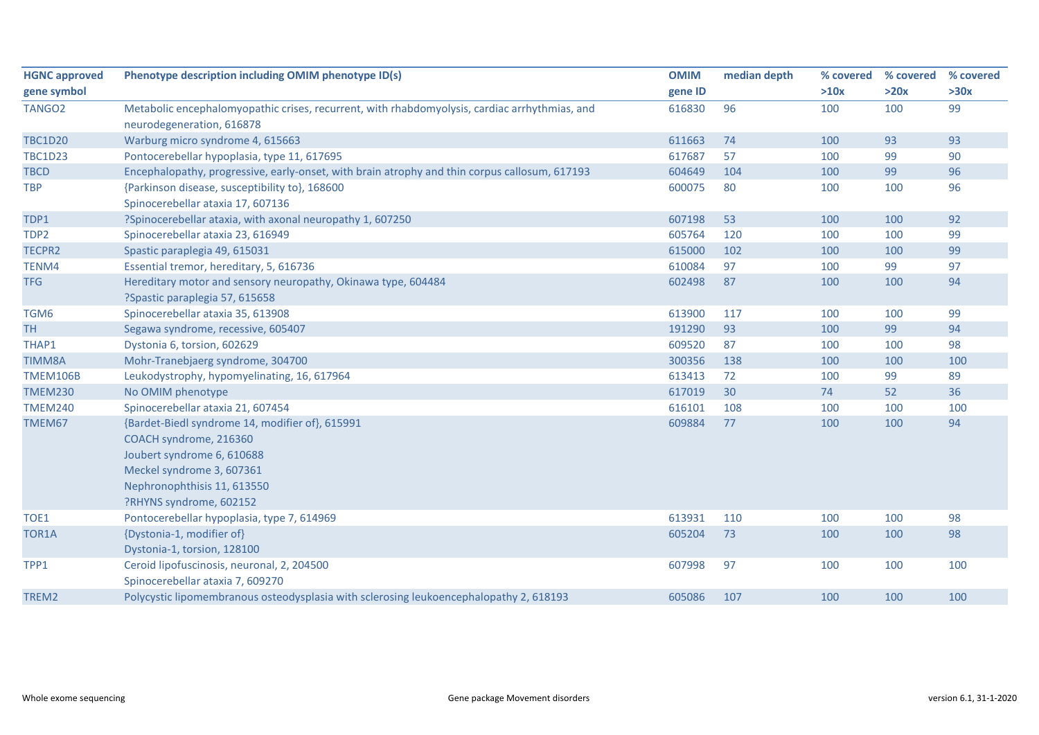| HGNC approved gene symbol | Phenotype description including OMIM phenotype ID(s) | OMIM gene ID | median depth | % covered >10x | % covered >20x | % covered >30x |
|---|---|---|---|---|---|---|
| TANGO2 | Metabolic encephalomyopathic crises, recurrent, with rhabdomyolysis, cardiac arrhythmias, and neurodegeneration, 616878 | 616830 | 96 | 100 | 100 | 99 |
| TBC1D20 | Warburg micro syndrome 4, 615663 | 611663 | 74 | 100 | 93 | 93 |
| TBC1D23 | Pontocerebellar hypoplasia, type 11, 617695 | 617687 | 57 | 100 | 99 | 90 |
| TBCD | Encephalopathy, progressive, early-onset, with brain atrophy and thin corpus callosum, 617193 | 604649 | 104 | 100 | 99 | 96 |
| TBP | {Parkinson disease, susceptibility to}, 168600<br>Spinocerebellar ataxia 17, 607136 | 600075 | 80 | 100 | 100 | 96 |
| TDP1 | ?Spinocerebellar ataxia, with axonal neuropathy 1, 607250 | 607198 | 53 | 100 | 100 | 92 |
| TDP2 | Spinocerebellar ataxia 23, 616949 | 605764 | 120 | 100 | 100 | 99 |
| TECPR2 | Spastic paraplegia 49, 615031 | 615000 | 102 | 100 | 100 | 99 |
| TENM4 | Essential tremor, hereditary, 5, 616736 | 610084 | 97 | 100 | 99 | 97 |
| TFG | Hereditary motor and sensory neuropathy, Okinawa type, 604484<br>?Spastic paraplegia 57, 615658 | 602498 | 87 | 100 | 100 | 94 |
| TGM6 | Spinocerebellar ataxia 35, 613908 | 613900 | 117 | 100 | 100 | 99 |
| TH | Segawa syndrome, recessive, 605407 | 191290 | 93 | 100 | 99 | 94 |
| THAP1 | Dystonia 6, torsion, 602629 | 609520 | 87 | 100 | 100 | 98 |
| TIMM8A | Mohr-Tranebjaerg syndrome, 304700 | 300356 | 138 | 100 | 100 | 100 |
| TMEM106B | Leukodystrophy, hypomyelinating, 16, 617964 | 613413 | 72 | 100 | 99 | 89 |
| TMEM230 | No OMIM phenotype | 617019 | 30 | 74 | 52 | 36 |
| TMEM240 | Spinocerebellar ataxia 21, 607454 | 616101 | 108 | 100 | 100 | 100 |
| TMEM67 | {Bardet-Biedl syndrome 14, modifier of}, 615991<br>COACH syndrome, 216360<br>Joubert syndrome 6, 610688<br>Meckel syndrome 3, 607361<br>Nephronophthisis 11, 613550<br>?RHYNS syndrome, 602152 | 609884 | 77 | 100 | 100 | 94 |
| TOE1 | Pontocerebellar hypoplasia, type 7, 614969 | 613931 | 110 | 100 | 100 | 98 |
| TOR1A | {Dystonia-1, modifier of}<br>Dystonia-1, torsion, 128100 | 605204 | 73 | 100 | 100 | 98 |
| TPP1 | Ceroid lipofuscinosis, neuronal, 2, 204500<br>Spinocerebellar ataxia 7, 609270 | 607998 | 97 | 100 | 100 | 100 |
| TREM2 | Polycystic lipomembranous osteodysplasia with sclerosing leukoencephalopathy 2, 618193 | 605086 | 107 | 100 | 100 | 100 |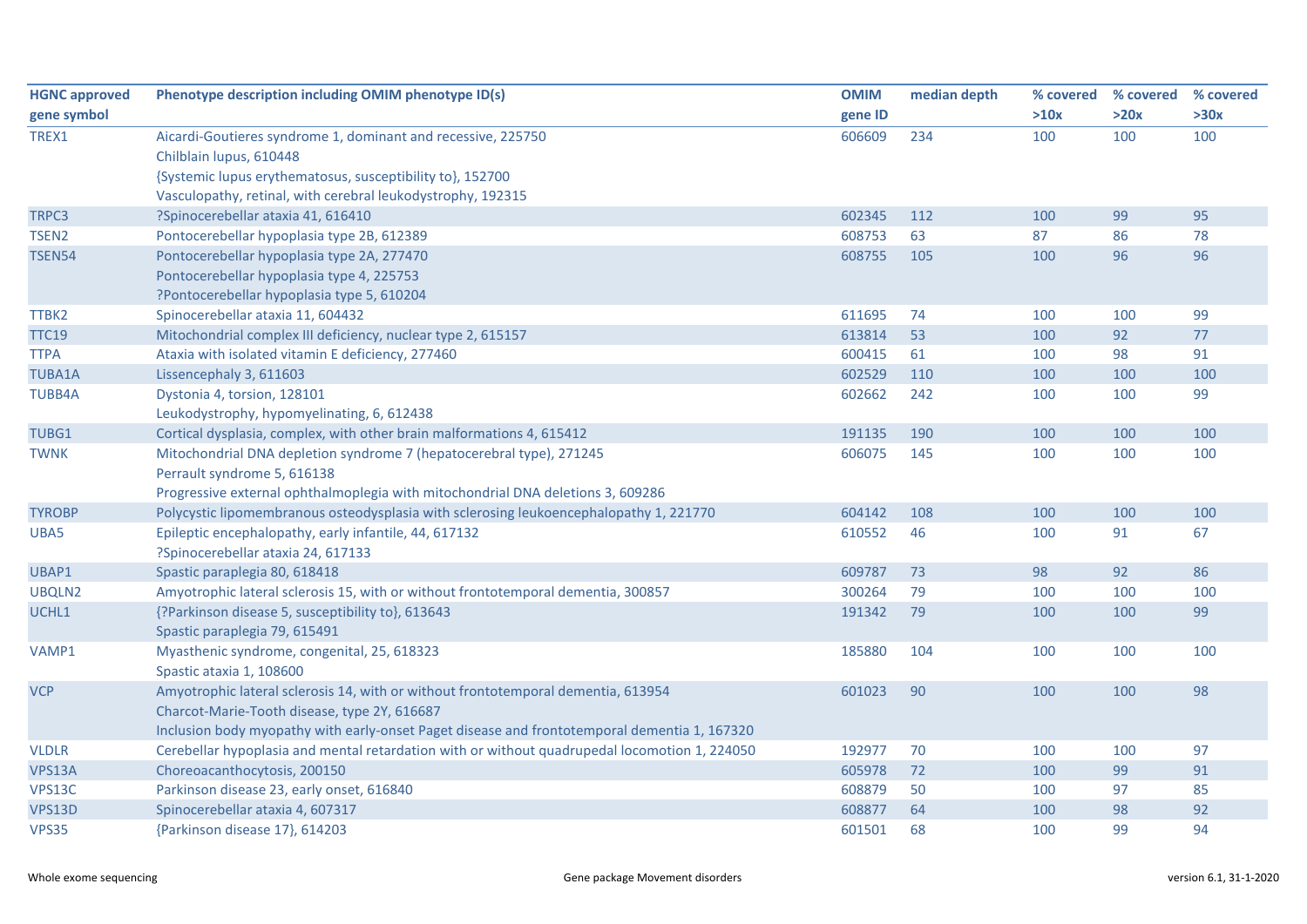| HGNC approved gene symbol | Phenotype description including OMIM phenotype ID(s) | OMIM gene ID | median depth | % covered >10x | % covered >20x | % covered >30x |
|---|---|---|---|---|---|---|
| TREX1 | Aicardi-Goutieres syndrome 1, dominant and recessive, 225750<br>Chilblain lupus, 610448<br>{Systemic lupus erythematosus, susceptibility to}, 152700<br>Vasculopathy, retinal, with cerebral leukodystrophy, 192315 | 606609 | 234 | 100 | 100 | 100 |
| TRPC3 | ?Spinocerebellar ataxia 41, 616410 | 602345 | 112 | 100 | 99 | 95 |
| TSEN2 | Pontocerebellar hypoplasia type 2B, 612389 | 608753 | 63 | 87 | 86 | 78 |
| TSEN54 | Pontocerebellar hypoplasia type 2A, 277470<br>Pontocerebellar hypoplasia type 4, 225753<br>?Pontocerebellar hypoplasia type 5, 610204 | 608755 | 105 | 100 | 96 | 96 |
| TTBK2 | Spinocerebellar ataxia 11, 604432 | 611695 | 74 | 100 | 100 | 99 |
| TTC19 | Mitochondrial complex III deficiency, nuclear type 2, 615157 | 613814 | 53 | 100 | 92 | 77 |
| TTPA | Ataxia with isolated vitamin E deficiency, 277460 | 600415 | 61 | 100 | 98 | 91 |
| TUBA1A | Lissencephaly 3, 611603 | 602529 | 110 | 100 | 100 | 100 |
| TUBB4A | Dystonia 4, torsion, 128101<br>Leukodystrophy, hypomyelinating, 6, 612438 | 602662 | 242 | 100 | 100 | 99 |
| TUBG1 | Cortical dysplasia, complex, with other brain malformations 4, 615412 | 191135 | 190 | 100 | 100 | 100 |
| TWNK | Mitochondrial DNA depletion syndrome 7 (hepatocerebral type), 271245<br>Perrault syndrome 5, 616138<br>Progressive external ophthalmoplegia with mitochondrial DNA deletions 3, 609286 | 606075 | 145 | 100 | 100 | 100 |
| TYROBP | Polycystic lipomembranous osteodysplasia with sclerosing leukoencephalopathy 1, 221770 | 604142 | 108 | 100 | 100 | 100 |
| UBA5 | Epileptic encephalopathy, early infantile, 44, 617132<br>?Spinocerebellar ataxia 24, 617133 | 610552 | 46 | 100 | 91 | 67 |
| UBAP1 | Spastic paraplegia 80, 618418 | 609787 | 73 | 98 | 92 | 86 |
| UBQLN2 | Amyotrophic lateral sclerosis 15, with or without frontotemporal dementia, 300857 | 300264 | 79 | 100 | 100 | 100 |
| UCHL1 | {?Parkinson disease 5, susceptibility to}, 613643<br>Spastic paraplegia 79, 615491 | 191342 | 79 | 100 | 100 | 99 |
| VAMP1 | Myasthenic syndrome, congenital, 25, 618323<br>Spastic ataxia 1, 108600 | 185880 | 104 | 100 | 100 | 100 |
| VCP | Amyotrophic lateral sclerosis 14, with or without frontotemporal dementia, 613954<br>Charcot-Marie-Tooth disease, type 2Y, 616687<br>Inclusion body myopathy with early-onset Paget disease and frontotemporal dementia 1, 167320 | 601023 | 90 | 100 | 100 | 98 |
| VLDLR | Cerebellar hypoplasia and mental retardation with or without quadrupedal locomotion 1, 224050 | 192977 | 70 | 100 | 100 | 97 |
| VPS13A | Choreoacanthocytosis, 200150 | 605978 | 72 | 100 | 99 | 91 |
| VPS13C | Parkinson disease 23, early onset, 616840 | 608879 | 50 | 100 | 97 | 85 |
| VPS13D | Spinocerebellar ataxia 4, 607317 | 608877 | 64 | 100 | 98 | 92 |
| VPS35 | {Parkinson disease 17}, 614203 | 601501 | 68 | 100 | 99 | 94 |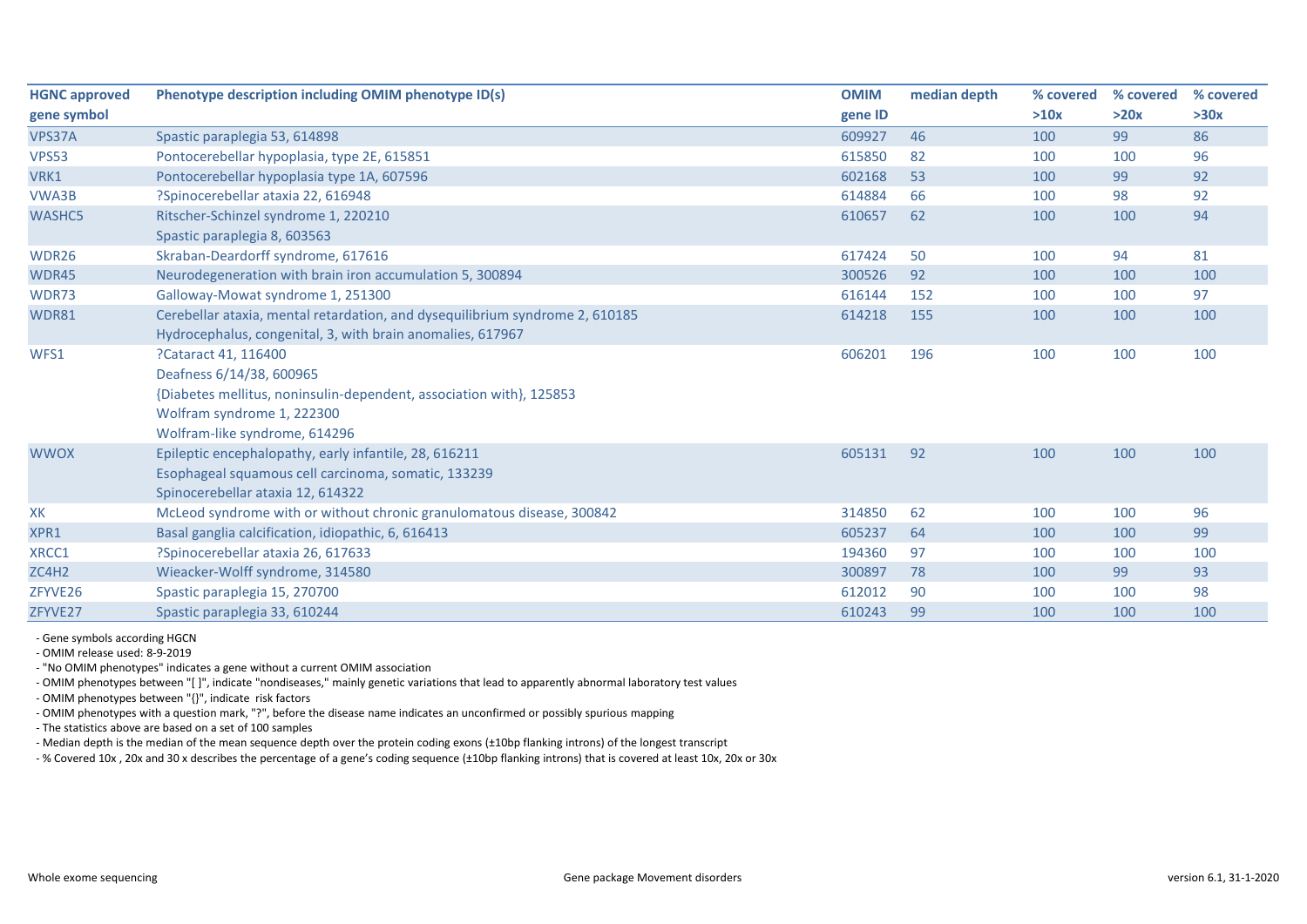| HGNC approved gene symbol | Phenotype description including OMIM phenotype ID(s) | OMIM gene ID | median depth | % covered >10x | % covered >20x | % covered >30x |
|---|---|---|---|---|---|---|
| VPS37A | Spastic paraplegia 53, 614898 | 609927 | 46 | 100 | 99 | 86 |
| VPS53 | Pontocerebellar hypoplasia, type 2E, 615851 | 615850 | 82 | 100 | 100 | 96 |
| VRK1 | Pontocerebellar hypoplasia type 1A, 607596 | 602168 | 53 | 100 | 99 | 92 |
| VWA3B | ?Spinocerebellar ataxia 22, 616948 | 614884 | 66 | 100 | 98 | 92 |
| WASHC5 | Ritscher-Schinzel syndrome 1, 220210<br>Spastic paraplegia 8, 603563 | 610657 | 62 | 100 | 100 | 94 |
| WDR26 | Skraban-Deardorff syndrome, 617616 | 617424 | 50 | 100 | 94 | 81 |
| WDR45 | Neurodegeneration with brain iron accumulation 5, 300894 | 300526 | 92 | 100 | 100 | 100 |
| WDR73 | Galloway-Mowat syndrome 1, 251300 | 616144 | 152 | 100 | 100 | 97 |
| WDR81 | Cerebellar ataxia, mental retardation, and dysequilibrium syndrome 2, 610185<br>Hydrocephalus, congenital, 3, with brain anomalies, 617967 | 614218 | 155 | 100 | 100 | 100 |
| WFS1 | ?Cataract 41, 116400<br>Deafness 6/14/38, 600965<br>{Diabetes mellitus, noninsulin-dependent, association with}, 125853<br>Wolfram syndrome 1, 222300<br>Wolfram-like syndrome, 614296 | 606201 | 196 | 100 | 100 | 100 |
| WWOX | Epileptic encephalopathy, early infantile, 28, 616211<br>Esophageal squamous cell carcinoma, somatic, 133239<br>Spinocerebellar ataxia 12, 614322 | 605131 | 92 | 100 | 100 | 100 |
| XK | McLeod syndrome with or without chronic granulomatous disease, 300842 | 314850 | 62 | 100 | 100 | 96 |
| XPR1 | Basal ganglia calcification, idiopathic, 6, 616413 | 605237 | 64 | 100 | 100 | 99 |
| XRCC1 | ?Spinocerebellar ataxia 26, 617633 | 194360 | 97 | 100 | 100 | 100 |
| ZC4H2 | Wieacker-Wolff syndrome, 314580 | 300897 | 78 | 100 | 99 | 93 |
| ZFYVE26 | Spastic paraplegia 15, 270700 | 612012 | 90 | 100 | 100 | 98 |
| ZFYVE27 | Spastic paraplegia 33, 610244 | 610243 | 99 | 100 | 100 | 100 |

- Gene symbols according HGCN
- OMIM release used: 8-9-2019
- "No OMIM phenotypes" indicates a gene without a current OMIM association
- OMIM phenotypes between "[ ]", indicate "nondiseases," mainly genetic variations that lead to apparently abnormal laboratory test values
- OMIM phenotypes between "{}", indicate risk factors
- OMIM phenotypes with a question mark, "?", before the disease name indicates an unconfirmed or possibly spurious mapping
- The statistics above are based on a set of 100 samples
- Median depth is the median of the mean sequence depth over the protein coding exons (±10bp flanking introns) of the longest transcript
- % Covered 10x , 20x and 30 x describes the percentage of a gene's coding sequence (±10bp flanking introns) that is covered at least 10x, 20x or 30x